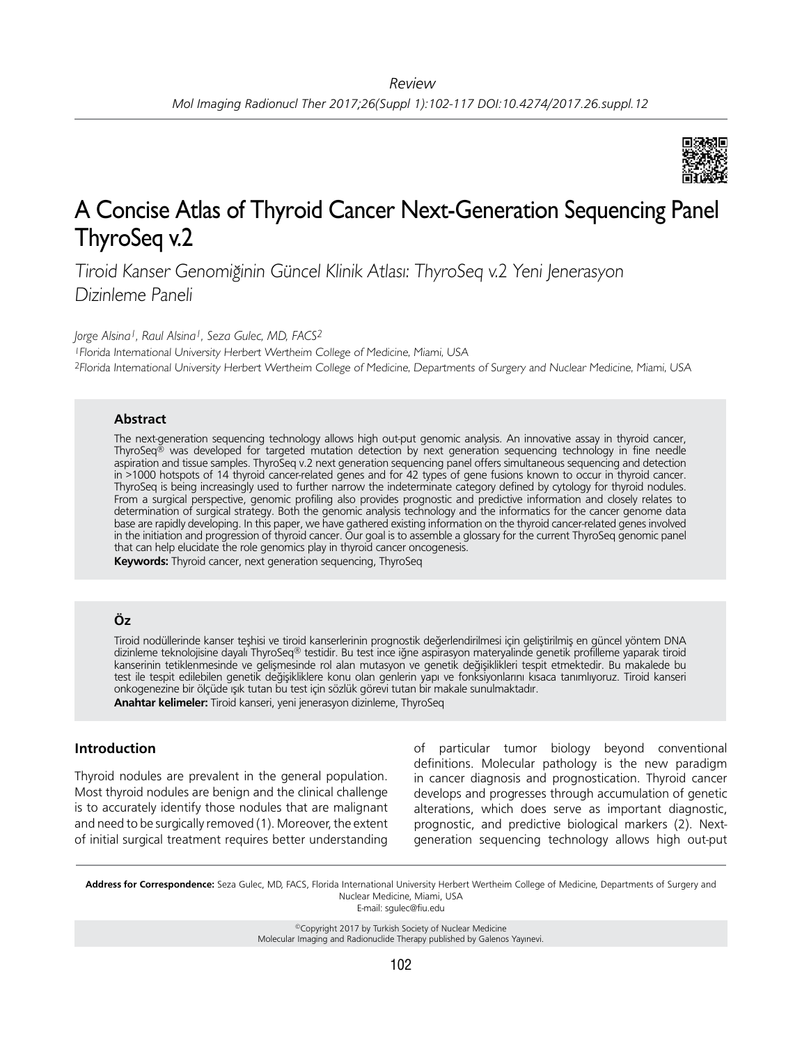Review

# A Concise Atlas of Thyroid Cancer Next-Generation Sequencing Panel ThyroSeq v.2

*Tiroid Kanser Genomiğinin Güncel Klinik Atlası: ThyroSeq v.2 Yeni Jenerasyon Dizinleme Paneli*

*Jorge Alsina[1], Raul Alsina[1], Seza Gulec, MD, FACS[2]*

[1]Florida International University Herbert Wertheim College of Medicine, Miami, USA

[2]Florida International University Herbert Wertheim College of Medicine, Departments of Surgery and Nuclear Medicine, Miami, USA

### Abstract

The next-generation sequencing technology allows high out-put genomic analysis. An innovative assay in thyroid cancer, ThyroSeq® was developed for targeted mutation detection by next generation sequencing technology in fine needle aspiration and tissue samples. ThyroSeq v.2 next generation sequencing panel offers simultaneous sequencing and detection in >1000 hotspots of 14 thyroid cancer-related genes and for 42 types of gene fusions known to occur in thyroid cancer. ThyroSeq is being increasingly used to further narrow the indeterminate category defined by cytology for thyroid nodules. From a surgical perspective, genomic profiling also provides prognostic and predictive information and closely relates to determination of surgical strategy. Both the genomic analysis technology and the informatics for the cancer genome data base are rapidly developing. In this paper, we have gathered existing information on the thyroid cancer-related genes involved in the initiation and progression of thyroid cancer. Our goal is to assemble a glossary for the current ThyroSeq genomic panel that can help elucidate the role genomics play in thyroid cancer oncogenesis.

**Keywords:** Thyroid cancer, next generation sequencing, ThyroSeq

### Öz

Tiroid nodüllerinde kanser teşhisi ve tiroid kanserlerinin prognostik değerlendirilmesi için geliştirilmiş en güncel yöntem DNA dizinleme teknolojisine dayalı ThyroSeq® testidir. Bu test ince iğne aspirasyon materyalinde genetik profilleme yaparak tiroid kanserinin tetiklenmesinde ve gelişmesinde rol alan mutasyon ve genetik değişiklikleri tespit etmektedir. Bu makalede bu test ile tespit edilebilen genetik değişikliklere konu olan genlerin yapı ve fonksiyonlarını kısaca tanımlıyoruz. Tiroid kanseri onkogenezine bir ölçüde ışık tutan bu test için sözlük görevi tutan bir makale sunulmaktadır.

**Anahtar kelimeler:** Tiroid kanseri, yeni jenerasyon dizinleme, ThyroSeq

## Introduction

Thyroid nodules are prevalent in the general population. Most thyroid nodules are benign and the clinical challenge is to accurately identify those nodules that are malignant and need to be surgically removed (1). Moreover, the extent of initial surgical treatment requires better understanding of particular tumor biology beyond conventional definitions. Molecular pathology is the new paradigm in cancer diagnosis and prognostication. Thyroid cancer develops and progresses through accumulation of genetic alterations, which does serve as important diagnostic, prognostic, and predictive biological markers (2). Next-generation sequencing technology allows high out-put

**Address for Correspondence:** Seza Gulec, MD, FACS, Florida International University Herbert Wertheim College of Medicine, Departments of Surgery and Nuclear Medicine, Miami, USA
E-mail: sgulec@fiu.edu

©Copyright 2017 by Turkish Society of Nuclear Medicine
Molecular Imaging and Radionuclide Therapy published by Galenos Yayınevi.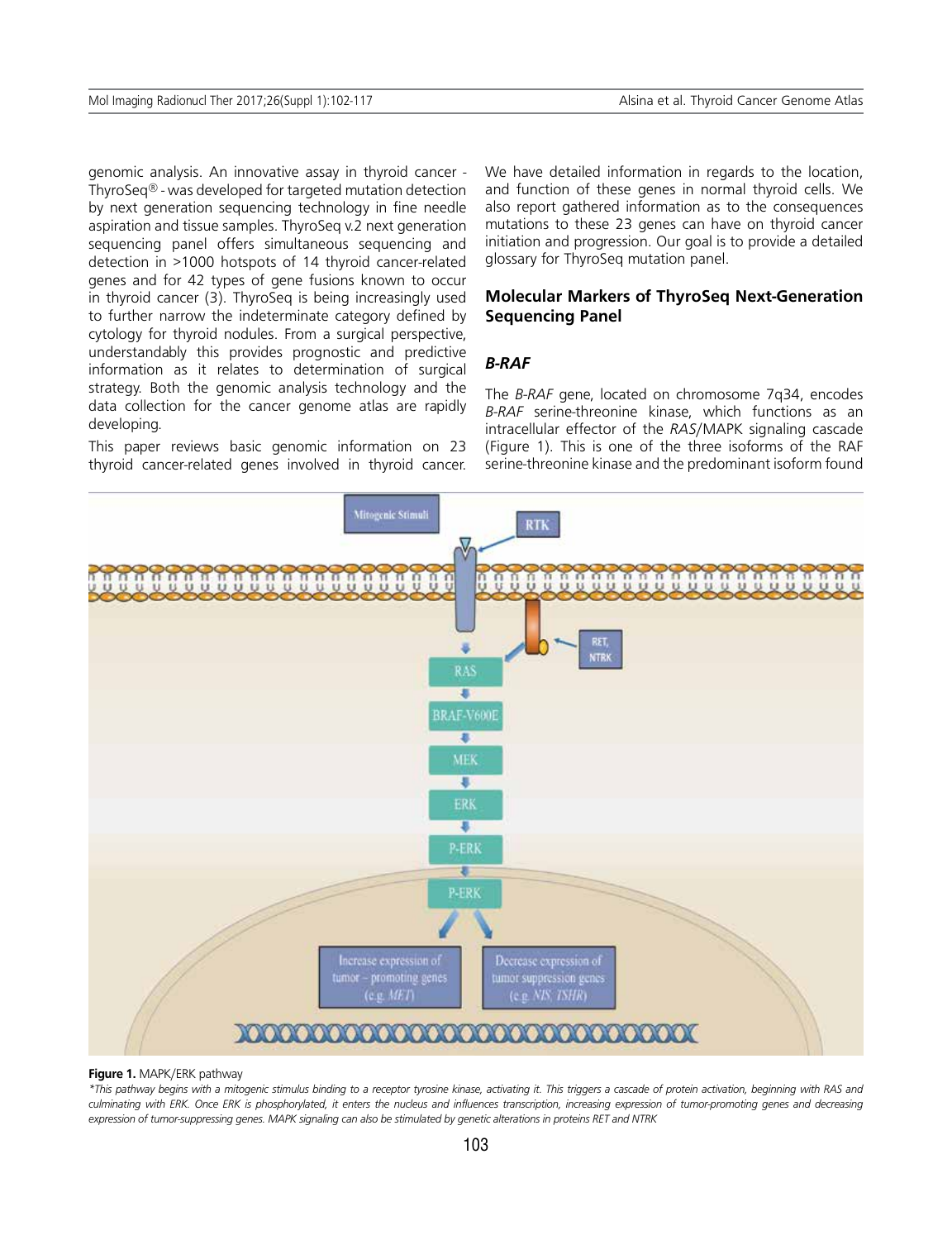genomic analysis. An innovative assay in thyroid cancer - ThyroSeq® - was developed for targeted mutation detection by next generation sequencing technology in fine needle aspiration and tissue samples. ThyroSeq v.2 next generation sequencing panel offers simultaneous sequencing and detection in >1000 hotspots of 14 thyroid cancer-related genes and for 42 types of gene fusions known to occur in thyroid cancer (3). ThyroSeq is being increasingly used to further narrow the indeterminate category defined by cytology for thyroid nodules. From a surgical perspective, understandably this provides prognostic and predictive information as it relates to determination of surgical strategy. Both the genomic analysis technology and the data collection for the cancer genome atlas are rapidly developing.

This paper reviews basic genomic information on 23 thyroid cancer-related genes involved in thyroid cancer. We have detailed information in regards to the location, and function of these genes in normal thyroid cells. We also report gathered information as to the consequences mutations to these 23 genes can have on thyroid cancer initiation and progression. Our goal is to provide a detailed glossary for ThyroSeq mutation panel.

## Molecular Markers of ThyroSeq Next-Generation Sequencing Panel

### *B-RAF*

The *B-RAF* gene, located on chromosome 7q34, encodes *B-RAF* serine-threonine kinase, which functions as an intracellular effector of the *RAS*/MAPK signaling cascade (Figure 1). This is one of the three isoforms of the RAF serine-threonine kinase and the predominant isoform found

**Figure 1.** MAPK/ERK pathway

*\*This pathway begins with a mitogenic stimulus binding to a receptor tyrosine kinase, activating it. This triggers a cascade of protein activation, beginning with RAS and culminating with ERK. Once ERK is phosphorylated, it enters the nucleus and influences transcription, increasing expression of tumor-promoting genes and decreasing expression of tumor-suppressing genes. MAPK signaling can also be stimulated by genetic alterations in proteins RET and NTRK*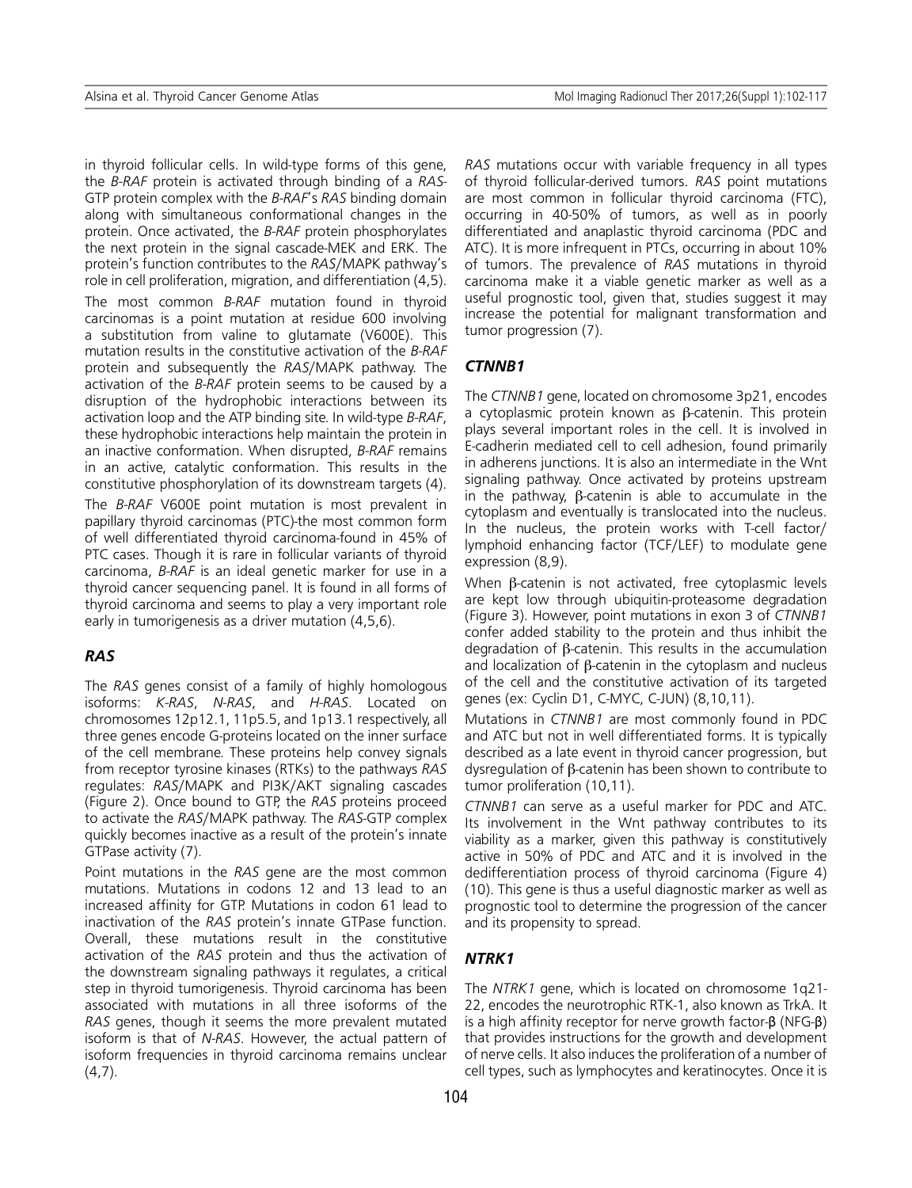in thyroid follicular cells. In wild-type forms of this gene, the *B-RAF* protein is activated through binding of a *RAS*-GTP protein complex with the *B-RAF*'s *RAS* binding domain along with simultaneous conformational changes in the protein. Once activated, the *B-RAF* protein phosphorylates the next protein in the signal cascade-MEK and ERK. The protein's function contributes to the *RAS*/MAPK pathway's role in cell proliferation, migration, and differentiation (4,5).

The most common *B-RAF* mutation found in thyroid carcinomas is a point mutation at residue 600 involving a substitution from valine to glutamate (V600E). This mutation results in the constitutive activation of the *B-RAF* protein and subsequently the *RAS*/MAPK pathway. The activation of the *B-RAF* protein seems to be caused by a disruption of the hydrophobic interactions between its activation loop and the ATP binding site. In wild-type *B-RAF*, these hydrophobic interactions help maintain the protein in an inactive conformation. When disrupted, *B-RAF* remains in an active, catalytic conformation. This results in the constitutive phosphorylation of its downstream targets (4).

The *B-RAF* V600E point mutation is most prevalent in papillary thyroid carcinomas (PTC)-the most common form of well differentiated thyroid carcinoma-found in 45% of PTC cases. Though it is rare in follicular variants of thyroid carcinoma, *B-RAF* is an ideal genetic marker for use in a thyroid cancer sequencing panel. It is found in all forms of thyroid carcinoma and seems to play a very important role early in tumorigenesis as a driver mutation (4,5,6).

## *RAS*

The *RAS* genes consist of a family of highly homologous isoforms: *K-RAS*, *N-RAS*, and *H-RAS*. Located on chromosomes 12p12.1, 11p5.5, and 1p13.1 respectively, all three genes encode G-proteins located on the inner surface of the cell membrane. These proteins help convey signals from receptor tyrosine kinases (RTKs) to the pathways *RAS* regulates: *RAS*/MAPK and PI3K/AKT signaling cascades (Figure 2). Once bound to GTP, the *RAS* proteins proceed to activate the *RAS*/MAPK pathway. The *RAS*-GTP complex quickly becomes inactive as a result of the protein's innate GTPase activity (7).

Point mutations in the *RAS* gene are the most common mutations. Mutations in codons 12 and 13 lead to an increased affinity for GTP. Mutations in codon 61 lead to inactivation of the *RAS* protein's innate GTPase function. Overall, these mutations result in the constitutive activation of the *RAS* protein and thus the activation of the downstream signaling pathways it regulates, a critical step in thyroid tumorigenesis. Thyroid carcinoma has been associated with mutations in all three isoforms of the *RAS* genes, though it seems the more prevalent mutated isoform is that of *N-RAS*. However, the actual pattern of isoform frequencies in thyroid carcinoma remains unclear (4,7).

*RAS* mutations occur with variable frequency in all types of thyroid follicular-derived tumors. *RAS* point mutations are most common in follicular thyroid carcinoma (FTC), occurring in 40-50% of tumors, as well as in poorly differentiated and anaplastic thyroid carcinoma (PDC and ATC). It is more infrequent in PTCs, occurring in about 10% of tumors. The prevalence of *RAS* mutations in thyroid carcinoma make it a viable genetic marker as well as a useful prognostic tool, given that, studies suggest it may increase the potential for malignant transformation and tumor progression (7).

## *CTNNB1*

The *CTNNB1* gene, located on chromosome 3p21, encodes a cytoplasmic protein known as β-catenin. This protein plays several important roles in the cell. It is involved in E-cadherin mediated cell to cell adhesion, found primarily in adherens junctions. It is also an intermediate in the Wnt signaling pathway. Once activated by proteins upstream in the pathway, β-catenin is able to accumulate in the cytoplasm and eventually is translocated into the nucleus. In the nucleus, the protein works with T-cell factor/ lymphoid enhancing factor (TCF/LEF) to modulate gene expression (8,9).

When β-catenin is not activated, free cytoplasmic levels are kept low through ubiquitin-proteasome degradation (Figure 3). However, point mutations in exon 3 of *CTNNB1* confer added stability to the protein and thus inhibit the degradation of β-catenin. This results in the accumulation and localization of β-catenin in the cytoplasm and nucleus of the cell and the constitutive activation of its targeted genes (ex: Cyclin D1, C-MYC, C-JUN) (8,10,11).

Mutations in *CTNNB1* are most commonly found in PDC and ATC but not in well differentiated forms. It is typically described as a late event in thyroid cancer progression, but dysregulation of β-catenin has been shown to contribute to tumor proliferation (10,11).

*CTNNB1* can serve as a useful marker for PDC and ATC. Its involvement in the Wnt pathway contributes to its viability as a marker, given this pathway is constitutively active in 50% of PDC and ATC and it is involved in the dedifferentiation process of thyroid carcinoma (Figure 4) (10). This gene is thus a useful diagnostic marker as well as prognostic tool to determine the progression of the cancer and its propensity to spread.

## *NTRK1*

The *NTRK1* gene, which is located on chromosome 1q21-22, encodes the neurotrophic RTK-1, also known as TrkA. It is a high affinity receptor for nerve growth factor-β (NFG-β) that provides instructions for the growth and development of nerve cells. It also induces the proliferation of a number of cell types, such as lymphocytes and keratinocytes. Once it is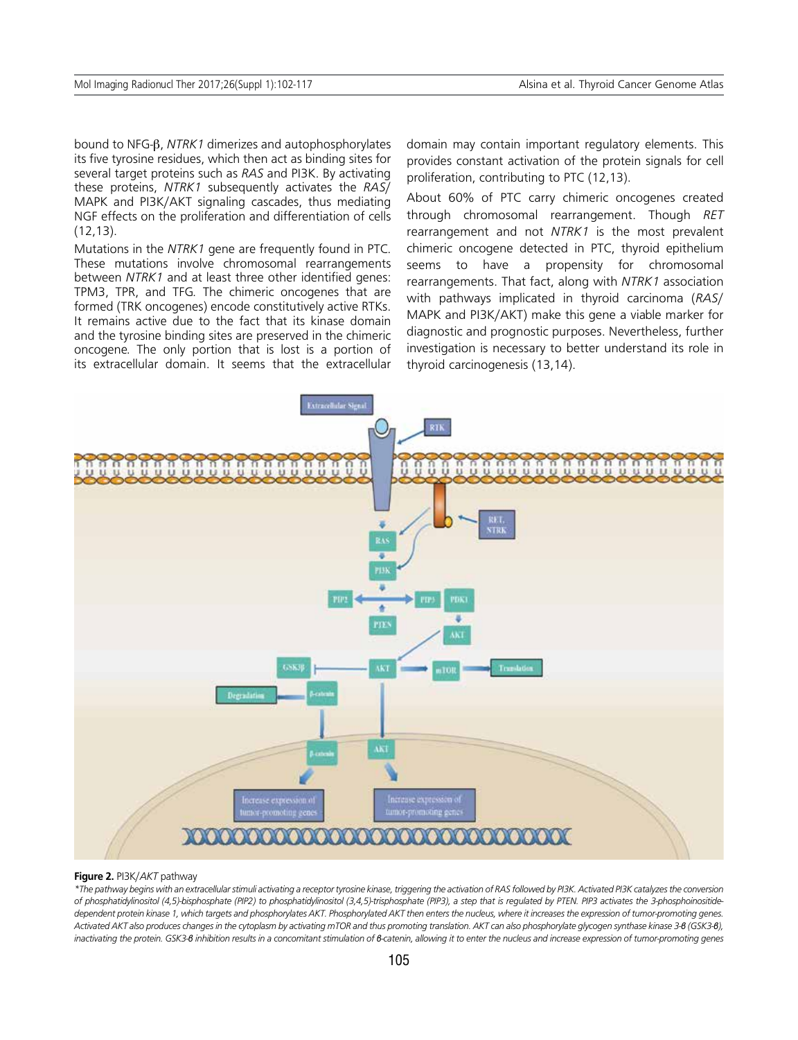bound to NFG-β, *NTRK1* dimerizes and autophosphorylates its five tyrosine residues, which then act as binding sites for several target proteins such as *RAS* and PI3K. By activating these proteins, *NTRK1* subsequently activates the *RAS*/MAPK and PI3K/AKT signaling cascades, thus mediating NGF effects on the proliferation and differentiation of cells (12,13).

Mutations in the *NTRK1* gene are frequently found in PTC. These mutations involve chromosomal rearrangements between *NTRK1* and at least three other identified genes: TPM3, TPR, and TFG. The chimeric oncogenes that are formed (TRK oncogenes) encode constitutively active RTKs. It remains active due to the fact that its kinase domain and the tyrosine binding sites are preserved in the chimeric oncogene. The only portion that is lost is a portion of its extracellular domain. It seems that the extracellular domain may contain important regulatory elements. This provides constant activation of the protein signals for cell proliferation, contributing to PTC (12,13).

About 60% of PTC carry chimeric oncogenes created through chromosomal rearrangement. Though *RET* rearrangement and not *NTRK1* is the most prevalent chimeric oncogene detected in PTC, thyroid epithelium seems to have a propensity for chromosomal rearrangements. That fact, along with *NTRK1* association with pathways implicated in thyroid carcinoma (*RAS*/MAPK and PI3K/AKT) make this gene a viable marker for diagnostic and prognostic purposes. Nevertheless, further investigation is necessary to better understand its role in thyroid carcinogenesis (13,14).

**Figure 2.** PI3K/*AKT* pathway

*\*The pathway begins with an extracellular stimuli activating a receptor tyrosine kinase, triggering the activation of RAS followed by PI3K. Activated PI3K catalyzes the conversion of phosphatidylinositol (4,5)-bisphosphate (PIP2) to phosphatidylinositol (3,4,5)-trisphosphate (PIP3), a step that is regulated by PTEN. PIP3 activates the 3-phosphoinositide-dependent protein kinase 1, which targets and phosphorylates AKT. Phosphorylated AKT then enters the nucleus, where it increases the expression of tumor-promoting genes. Activated AKT also produces changes in the cytoplasm by activating mTOR and thus promoting translation. AKT can also phosphorylate glycogen synthase kinase 3-β (GSK3-β), inactivating the protein. GSK3-β inhibition results in a concomitant stimulation of β-catenin, allowing it to enter the nucleus and increase expression of tumor-promoting genes*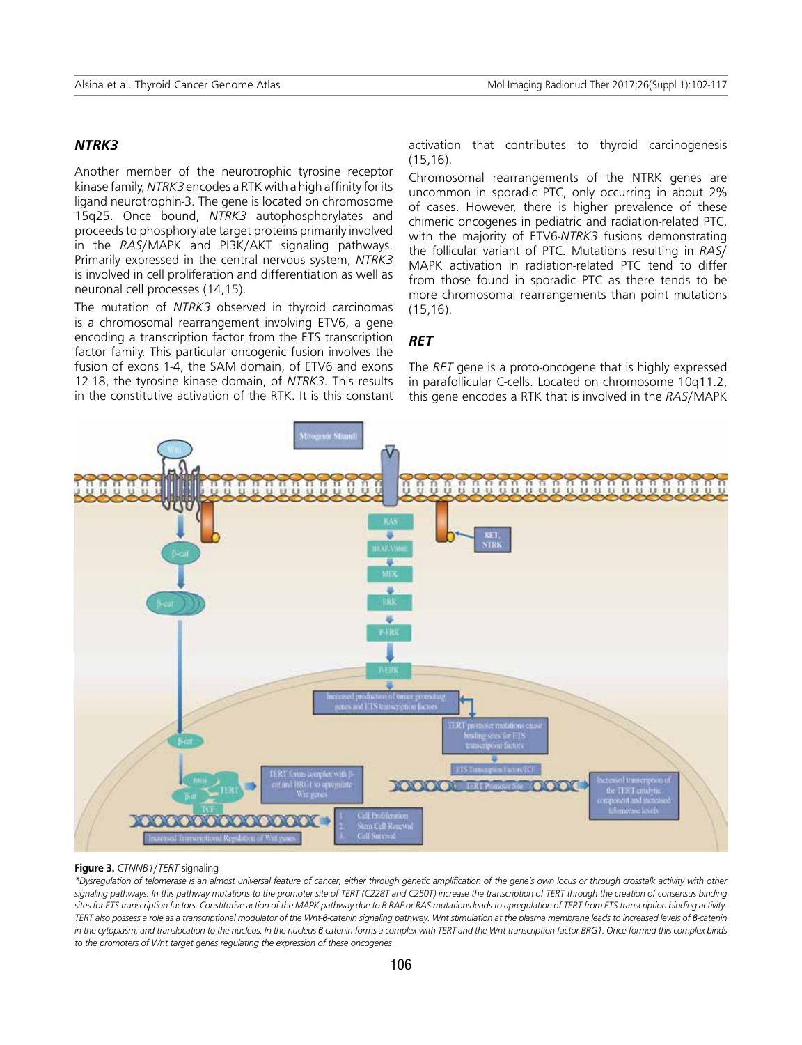### *NTRK3*

Another member of the neurotrophic tyrosine receptor kinase family, *NTRK3* encodes a RTK with a high affinity for its ligand neurotrophin-3. The gene is located on chromosome 15q25. Once bound, *NTRK3* autophosphorylates and proceeds to phosphorylate target proteins primarily involved in the *RAS*/MAPK and PI3K/AKT signaling pathways. Primarily expressed in the central nervous system, *NTRK3* is involved in cell proliferation and differentiation as well as neuronal cell processes (14,15).

The mutation of *NTRK3* observed in thyroid carcinomas is a chromosomal rearrangement involving ETV6, a gene encoding a transcription factor from the ETS transcription factor family. This particular oncogenic fusion involves the fusion of exons 1-4, the SAM domain, of ETV6 and exons 12-18, the tyrosine kinase domain, of *NTRK3*. This results in the constitutive activation of the RTK. It is this constant activation that contributes to thyroid carcinogenesis (15,16).

Chromosomal rearrangements of the NTRK genes are uncommon in sporadic PTC, only occurring in about 2% of cases. However, there is higher prevalence of these chimeric oncogenes in pediatric and radiation-related PTC, with the majority of ETV6-*NTRK3* fusions demonstrating the follicular variant of PTC. Mutations resulting in *RAS*/MAPK activation in radiation-related PTC tend to differ from those found in sporadic PTC as there tends to be more chromosomal rearrangements than point mutations (15,16).

### *RET*

The *RET* gene is a proto-oncogene that is highly expressed in parafollicular C-cells. Located on chromosome 10q11.2, this gene encodes a RTK that is involved in the *RAS*/MAPK

**Figure 3.** *CTNNB1*/*TERT* signaling

*\*Dysregulation of telomerase is an almost universal feature of cancer, either through genetic amplification of the gene's own locus or through crosstalk activity with other signaling pathways. In this pathway mutations to the promoter site of TERT (C228T and C250T) increase the transcription of TERT through the creation of consensus binding sites for ETS transcription factors. Constitutive action of the MAPK pathway due to B-RAF or RAS mutations leads to upregulation of TERT from ETS transcription binding activity. TERT also possess a role as a transcriptional modulator of the Wnt-β-catenin signaling pathway. Wnt stimulation at the plasma membrane leads to increased levels of β-catenin in the cytoplasm, and translocation to the nucleus. In the nucleus β-catenin forms a complex with TERT and the Wnt transcription factor BRG1. Once formed this complex binds to the promoters of Wnt target genes regulating the expression of these oncogenes*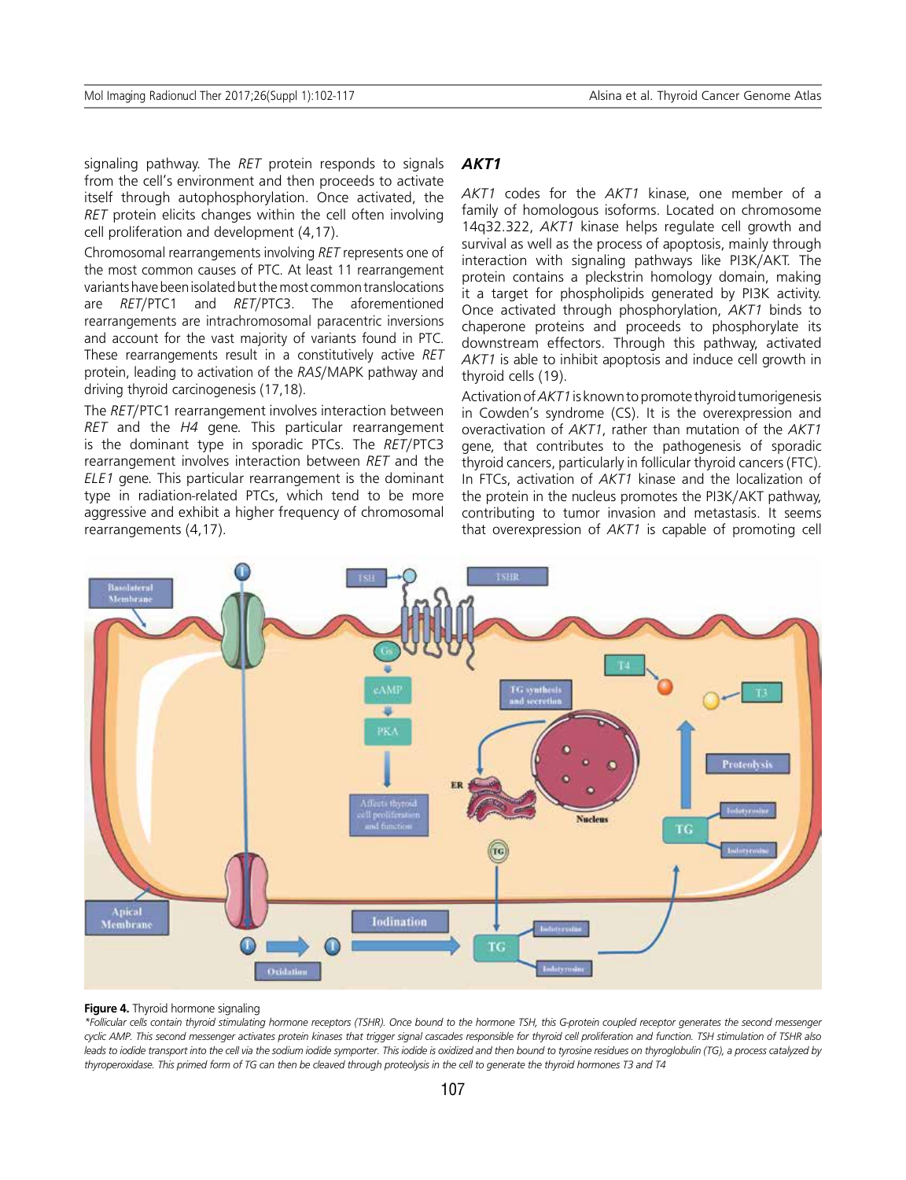signaling pathway. The *RET* protein responds to signals from the cell's environment and then proceeds to activate itself through autophosphorylation. Once activated, the *RET* protein elicits changes within the cell often involving cell proliferation and development (4,17).

Chromosomal rearrangements involving *RET* represents one of the most common causes of PTC. At least 11 rearrangement variants have been isolated but the most common translocations are *RET*/PTC1 and *RET*/PTC3. The aforementioned rearrangements are intrachromosomal paracentric inversions and account for the vast majority of variants found in PTC. These rearrangements result in a constitutively active *RET* protein, leading to activation of the *RAS*/MAPK pathway and driving thyroid carcinogenesis (17,18).

The *RET*/PTC1 rearrangement involves interaction between *RET* and the *H4* gene. This particular rearrangement is the dominant type in sporadic PTCs. The *RET*/PTC3 rearrangement involves interaction between *RET* and the *ELE1* gene. This particular rearrangement is the dominant type in radiation-related PTCs, which tend to be more aggressive and exhibit a higher frequency of chromosomal rearrangements (4,17).

### *AKT1*

*AKT1* codes for the *AKT1* kinase, one member of a family of homologous isoforms. Located on chromosome 14q32.322, *AKT1* kinase helps regulate cell growth and survival as well as the process of apoptosis, mainly through interaction with signaling pathways like PI3K/AKT. The protein contains a pleckstrin homology domain, making it a target for phospholipids generated by PI3K activity. Once activated through phosphorylation, *AKT1* binds to chaperone proteins and proceeds to phosphorylate its downstream effectors. Through this pathway, activated *AKT1* is able to inhibit apoptosis and induce cell growth in thyroid cells (19).

Activation of *AKT1* is known to promote thyroid tumorigenesis in Cowden's syndrome (CS). It is the overexpression and overactivation of *AKT1*, rather than mutation of the *AKT1* gene, that contributes to the pathogenesis of sporadic thyroid cancers, particularly in follicular thyroid cancers (FTC). In FTCs, activation of *AKT1* kinase and the localization of the protein in the nucleus promotes the PI3K/AKT pathway, contributing to tumor invasion and metastasis. It seems that overexpression of *AKT1* is capable of promoting cell

**Figure 4.** Thyroid hormone signaling

*\*Follicular cells contain thyroid stimulating hormone receptors (TSHR). Once bound to the hormone TSH, this G-protein coupled receptor generates the second messenger cyclic AMP. This second messenger activates protein kinases that trigger signal cascades responsible for thyroid cell proliferation and function. TSH stimulation of TSHR also leads to iodide transport into the cell via the sodium iodide symporter. This iodide is oxidized and then bound to tyrosine residues on thyroglobulin (TG), a process catalyzed by thyroperoxidase. This primed form of TG can then be cleaved through proteolysis in the cell to generate the thyroid hormones T3 and T4*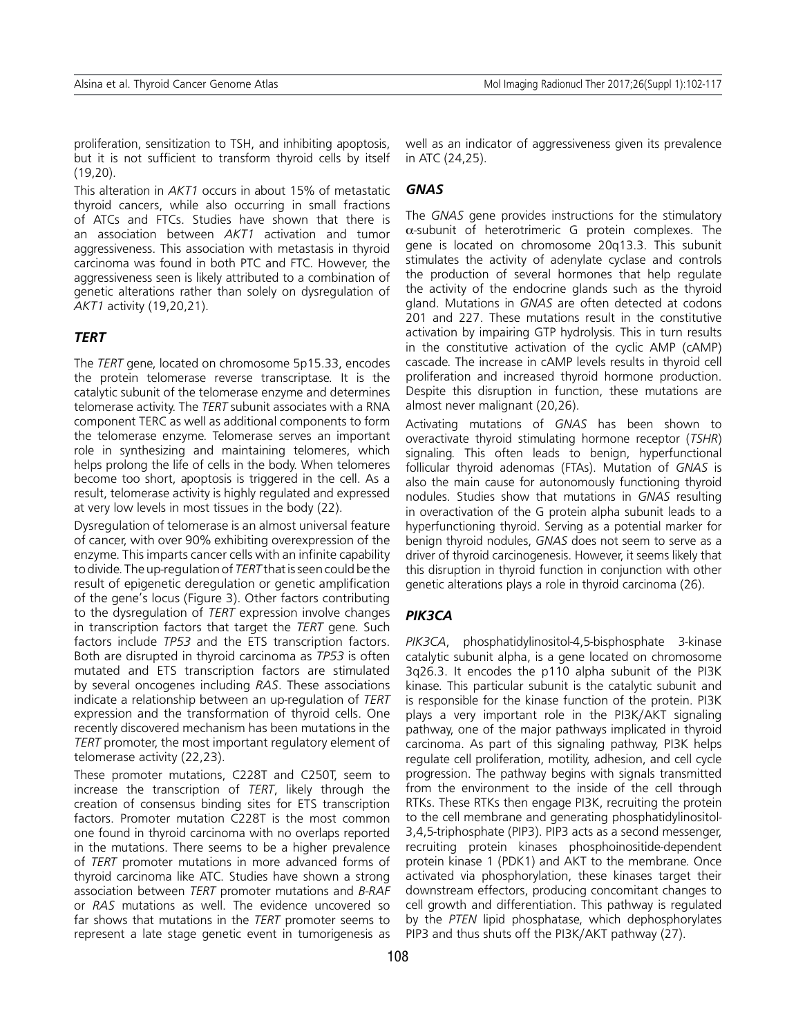proliferation, sensitization to TSH, and inhibiting apoptosis, but it is not sufficient to transform thyroid cells by itself (19,20).

This alteration in *AKT1* occurs in about 15% of metastatic thyroid cancers, while also occurring in small fractions of ATCs and FTCs. Studies have shown that there is an association between *AKT1* activation and tumor aggressiveness. This association with metastasis in thyroid carcinoma was found in both PTC and FTC. However, the aggressiveness seen is likely attributed to a combination of genetic alterations rather than solely on dysregulation of *AKT1* activity (19,20,21).

## *TERT*

The *TERT* gene, located on chromosome 5p15.33, encodes the protein telomerase reverse transcriptase. It is the catalytic subunit of the telomerase enzyme and determines telomerase activity. The *TERT* subunit associates with a RNA component TERC as well as additional components to form the telomerase enzyme. Telomerase serves an important role in synthesizing and maintaining telomeres, which helps prolong the life of cells in the body. When telomeres become too short, apoptosis is triggered in the cell. As a result, telomerase activity is highly regulated and expressed at very low levels in most tissues in the body (22).

Dysregulation of telomerase is an almost universal feature of cancer, with over 90% exhibiting overexpression of the enzyme. This imparts cancer cells with an infinite capability to divide. The up-regulation of *TERT* that is seen could be the result of epigenetic deregulation or genetic amplification of the gene's locus (Figure 3). Other factors contributing to the dysregulation of *TERT* expression involve changes in transcription factors that target the *TERT* gene. Such factors include *TP53* and the ETS transcription factors. Both are disrupted in thyroid carcinoma as *TP53* is often mutated and ETS transcription factors are stimulated by several oncogenes including *RAS*. These associations indicate a relationship between an up-regulation of *TERT* expression and the transformation of thyroid cells. One recently discovered mechanism has been mutations in the *TERT* promoter, the most important regulatory element of telomerase activity (22,23).

These promoter mutations, C228T and C250T, seem to increase the transcription of *TERT*, likely through the creation of consensus binding sites for ETS transcription factors. Promoter mutation C228T is the most common one found in thyroid carcinoma with no overlaps reported in the mutations. There seems to be a higher prevalence of *TERT* promoter mutations in more advanced forms of thyroid carcinoma like ATC. Studies have shown a strong association between *TERT* promoter mutations and *B-RAF* or *RAS* mutations as well. The evidence uncovered so far shows that mutations in the *TERT* promoter seems to represent a late stage genetic event in tumorigenesis as well as an indicator of aggressiveness given its prevalence in ATC (24,25).

## *GNAS*

The *GNAS* gene provides instructions for the stimulatory $\alpha$-subunit of heterotrimeric G protein complexes. The gene is located on chromosome 20q13.3. This subunit stimulates the activity of adenylate cyclase and controls the production of several hormones that help regulate the activity of the endocrine glands such as the thyroid gland. Mutations in *GNAS* are often detected at codons 201 and 227. These mutations result in the constitutive activation by impairing GTP hydrolysis. This in turn results in the constitutive activation of the cyclic AMP (cAMP) cascade. The increase in cAMP levels results in thyroid cell proliferation and increased thyroid hormone production. Despite this disruption in function, these mutations are almost never malignant (20,26).

Activating mutations of *GNAS* has been shown to overactivate thyroid stimulating hormone receptor (*TSHR*) signaling. This often leads to benign, hyperfunctional follicular thyroid adenomas (FTAs). Mutation of *GNAS* is also the main cause for autonomously functioning thyroid nodules. Studies show that mutations in *GNAS* resulting in overactivation of the G protein alpha subunit leads to a hyperfunctioning thyroid. Serving as a potential marker for benign thyroid nodules, *GNAS* does not seem to serve as a driver of thyroid carcinogenesis. However, it seems likely that this disruption in thyroid function in conjunction with other genetic alterations plays a role in thyroid carcinoma (26).

## *PIK3CA*

*PIK3CA*, phosphatidylinositol-4,5-bisphosphate 3-kinase catalytic subunit alpha, is a gene located on chromosome 3q26.3. It encodes the p110 alpha subunit of the PI3K kinase. This particular subunit is the catalytic subunit and is responsible for the kinase function of the protein. PI3K plays a very important role in the PI3K/AKT signaling pathway, one of the major pathways implicated in thyroid carcinoma. As part of this signaling pathway, PI3K helps regulate cell proliferation, motility, adhesion, and cell cycle progression. The pathway begins with signals transmitted from the environment to the inside of the cell through RTKs. These RTKs then engage PI3K, recruiting the protein to the cell membrane and generating phosphatidylinositol-3,4,5-triphosphate (PIP3). PIP3 acts as a second messenger, recruiting protein kinases phosphoinositide-dependent protein kinase 1 (PDK1) and AKT to the membrane. Once activated via phosphorylation, these kinases target their downstream effectors, producing concomitant changes to cell growth and differentiation. This pathway is regulated by the *PTEN* lipid phosphatase, which dephosphorylates PIP3 and thus shuts off the PI3K/AKT pathway (27).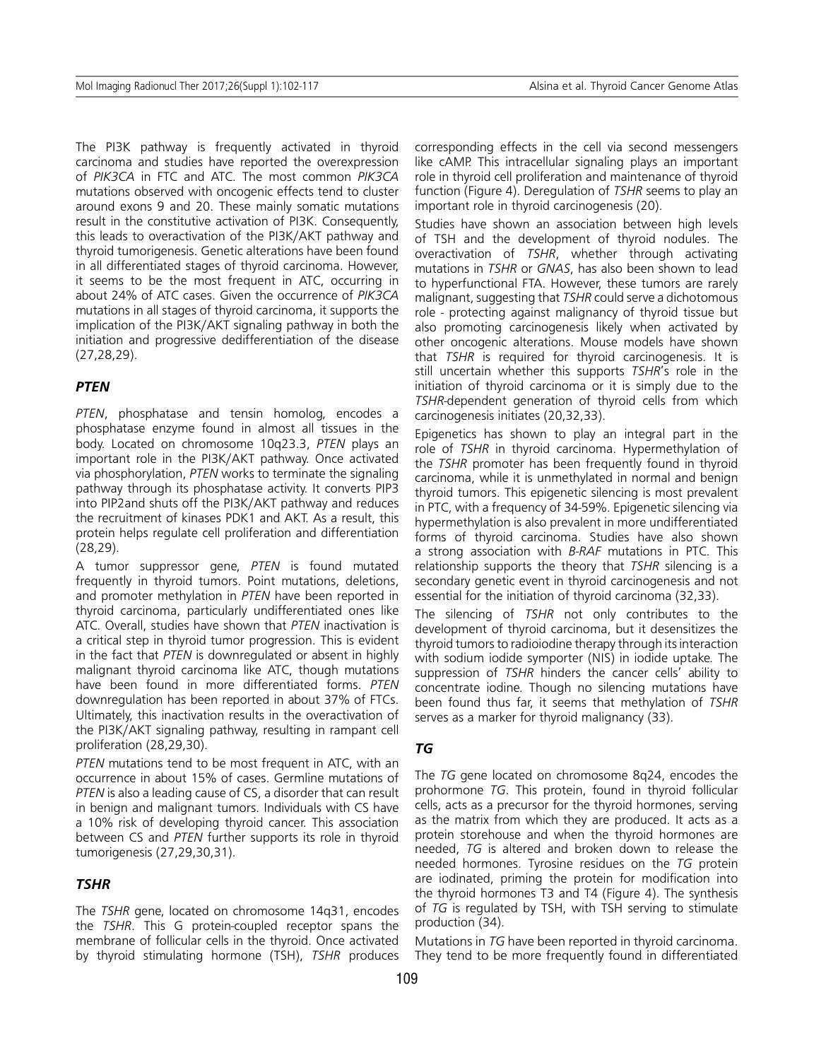The PI3K pathway is frequently activated in thyroid carcinoma and studies have reported the overexpression of *PIK3CA* in FTC and ATC. The most common *PIK3CA* mutations observed with oncogenic effects tend to cluster around exons 9 and 20. These mainly somatic mutations result in the constitutive activation of PI3K. Consequently, this leads to overactivation of the PI3K/AKT pathway and thyroid tumorigenesis. Genetic alterations have been found in all differentiated stages of thyroid carcinoma. However, it seems to be the most frequent in ATC, occurring in about 24% of ATC cases. Given the occurrence of *PIK3CA* mutations in all stages of thyroid carcinoma, it supports the implication of the PI3K/AKT signaling pathway in both the initiation and progressive dedifferentiation of the disease (27,28,29).

## *PTEN*

*PTEN*, phosphatase and tensin homolog, encodes a phosphatase enzyme found in almost all tissues in the body. Located on chromosome 10q23.3, *PTEN* plays an important role in the PI3K/AKT pathway. Once activated via phosphorylation, *PTEN* works to terminate the signaling pathway through its phosphatase activity. It converts PIP3 into PIP2and shuts off the PI3K/AKT pathway and reduces the recruitment of kinases PDK1 and AKT. As a result, this protein helps regulate cell proliferation and differentiation (28,29).

A tumor suppressor gene, *PTEN* is found mutated frequently in thyroid tumors. Point mutations, deletions, and promoter methylation in *PTEN* have been reported in thyroid carcinoma, particularly undifferentiated ones like ATC. Overall, studies have shown that *PTEN* inactivation is a critical step in thyroid tumor progression. This is evident in the fact that *PTEN* is downregulated or absent in highly malignant thyroid carcinoma like ATC, though mutations have been found in more differentiated forms. *PTEN* downregulation has been reported in about 37% of FTCs. Ultimately, this inactivation results in the overactivation of the PI3K/AKT signaling pathway, resulting in rampant cell proliferation (28,29,30).

*PTEN* mutations tend to be most frequent in ATC, with an occurrence in about 15% of cases. Germline mutations of *PTEN* is also a leading cause of CS, a disorder that can result in benign and malignant tumors. Individuals with CS have a 10% risk of developing thyroid cancer. This association between CS and *PTEN* further supports its role in thyroid tumorigenesis (27,29,30,31).

## *TSHR*

The *TSHR* gene, located on chromosome 14q31, encodes the *TSHR*. This G protein-coupled receptor spans the membrane of follicular cells in the thyroid. Once activated by thyroid stimulating hormone (TSH), *TSHR* produces corresponding effects in the cell via second messengers like cAMP. This intracellular signaling plays an important role in thyroid cell proliferation and maintenance of thyroid function (Figure 4). Deregulation of *TSHR* seems to play an important role in thyroid carcinogenesis (20).

Studies have shown an association between high levels of TSH and the development of thyroid nodules. The overactivation of *TSHR*, whether through activating mutations in *TSHR* or *GNAS*, has also been shown to lead to hyperfunctional FTA. However, these tumors are rarely malignant, suggesting that *TSHR* could serve a dichotomous role - protecting against malignancy of thyroid tissue but also promoting carcinogenesis likely when activated by other oncogenic alterations. Mouse models have shown that *TSHR* is required for thyroid carcinogenesis. It is still uncertain whether this supports *TSHR*'s role in the initiation of thyroid carcinoma or it is simply due to the *TSHR*-dependent generation of thyroid cells from which carcinogenesis initiates (20,32,33).

Epigenetics has shown to play an integral part in the role of *TSHR* in thyroid carcinoma. Hypermethylation of the *TSHR* promoter has been frequently found in thyroid carcinoma, while it is unmethylated in normal and benign thyroid tumors. This epigenetic silencing is most prevalent in PTC, with a frequency of 34-59%. Epigenetic silencing via hypermethylation is also prevalent in more undifferentiated forms of thyroid carcinoma. Studies have also shown a strong association with *B-RAF* mutations in PTC. This relationship supports the theory that *TSHR* silencing is a secondary genetic event in thyroid carcinogenesis and not essential for the initiation of thyroid carcinoma (32,33).

The silencing of *TSHR* not only contributes to the development of thyroid carcinoma, but it desensitizes the thyroid tumors to radioiodine therapy through its interaction with sodium iodide symporter (NIS) in iodide uptake. The suppression of *TSHR* hinders the cancer cells' ability to concentrate iodine. Though no silencing mutations have been found thus far, it seems that methylation of *TSHR* serves as a marker for thyroid malignancy (33).

## *TG*

The *TG* gene located on chromosome 8q24, encodes the prohormone *TG*. This protein, found in thyroid follicular cells, acts as a precursor for the thyroid hormones, serving as the matrix from which they are produced. It acts as a protein storehouse and when the thyroid hormones are needed, *TG* is altered and broken down to release the needed hormones. Tyrosine residues on the *TG* protein are iodinated, priming the protein for modification into the thyroid hormones T3 and T4 (Figure 4). The synthesis of *TG* is regulated by TSH, with TSH serving to stimulate production (34).

Mutations in *TG* have been reported in thyroid carcinoma. They tend to be more frequently found in differentiated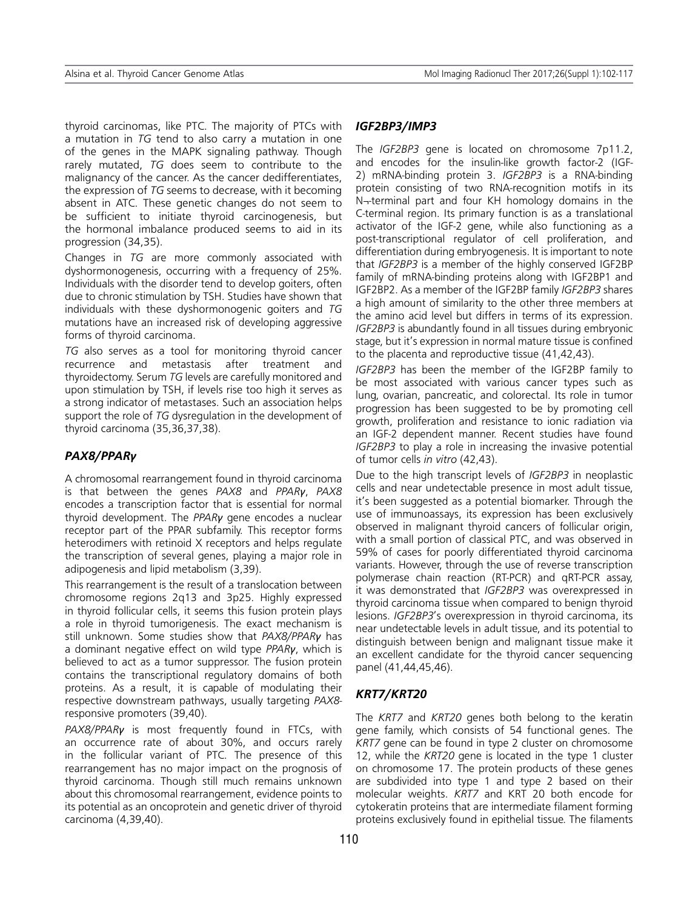thyroid carcinomas, like PTC. The majority of PTCs with a mutation in *TG* tend to also carry a mutation in one of the genes in the MAPK signaling pathway. Though rarely mutated, *TG* does seem to contribute to the malignancy of the cancer. As the cancer dedifferentiates, the expression of *TG* seems to decrease, with it becoming absent in ATC. These genetic changes do not seem to be sufficient to initiate thyroid carcinogenesis, but the hormonal imbalance produced seems to aid in its progression (34,35).

Changes in *TG* are more commonly associated with dyshormonogenesis, occurring with a frequency of 25%. Individuals with the disorder tend to develop goiters, often due to chronic stimulation by TSH. Studies have shown that individuals with these dyshormonogenic goiters and *TG* mutations have an increased risk of developing aggressive forms of thyroid carcinoma.

*TG* also serves as a tool for monitoring thyroid cancer recurrence and metastasis after treatment and thyroidectomy. Serum *TG* levels are carefully monitored and upon stimulation by TSH, if levels rise too high it serves as a strong indicator of metastases. Such an association helps support the role of *TG* dysregulation in the development of thyroid carcinoma (35,36,37,38).

## *PAX8/PPARγ*

A chromosomal rearrangement found in thyroid carcinoma is that between the genes *PAX8* and *PPARγ*, *PAX8* encodes a transcription factor that is essential for normal thyroid development. The *PPARγ* gene encodes a nuclear receptor part of the PPAR subfamily. This receptor forms heterodimers with retinoid X receptors and helps regulate the transcription of several genes, playing a major role in adipogenesis and lipid metabolism (3,39).

This rearrangement is the result of a translocation between chromosome regions 2q13 and 3p25. Highly expressed in thyroid follicular cells, it seems this fusion protein plays a role in thyroid tumorigenesis. The exact mechanism is still unknown. Some studies show that *PAX8/PPARγ* has a dominant negative effect on wild type *PPARγ*, which is believed to act as a tumor suppressor. The fusion protein contains the transcriptional regulatory domains of both proteins. As a result, it is capable of modulating their respective downstream pathways, usually targeting *PAX8*-responsive promoters (39,40).

*PAX8/PPARγ* is most frequently found in FTCs, with an occurrence rate of about 30%, and occurs rarely in the follicular variant of PTC. The presence of this rearrangement has no major impact on the prognosis of thyroid carcinoma. Though still much remains unknown about this chromosomal rearrangement, evidence points to its potential as an oncoprotein and genetic driver of thyroid carcinoma (4,39,40).

## *IGF2BP3/IMP3*

The *IGF2BP3* gene is located on chromosome 7p11.2, and encodes for the insulin-like growth factor-2 (IGF-2) mRNA-binding protein 3. *IGF2BP3* is a RNA-binding protein consisting of two RNA-recognition motifs in its N¬-terminal part and four KH homology domains in the C-terminal region. Its primary function is as a translational activator of the IGF-2 gene, while also functioning as a post-transcriptional regulator of cell proliferation, and differentiation during embryogenesis. It is important to note that *IGF2BP3* is a member of the highly conserved IGF2BP family of mRNA-binding proteins along with IGF2BP1 and IGF2BP2. As a member of the IGF2BP family *IGF2BP3* shares a high amount of similarity to the other three members at the amino acid level but differs in terms of its expression. *IGF2BP3* is abundantly found in all tissues during embryonic stage, but it's expression in normal mature tissue is confined to the placenta and reproductive tissue (41,42,43).

*IGF2BP3* has been the member of the IGF2BP family to be most associated with various cancer types such as lung, ovarian, pancreatic, and colorectal. Its role in tumor progression has been suggested to be by promoting cell growth, proliferation and resistance to ionic radiation via an IGF-2 dependent manner. Recent studies have found *IGF2BP3* to play a role in increasing the invasive potential of tumor cells *in vitro* (42,43).

Due to the high transcript levels of *IGF2BP3* in neoplastic cells and near undetectable presence in most adult tissue, it's been suggested as a potential biomarker. Through the use of immunoassays, its expression has been exclusively observed in malignant thyroid cancers of follicular origin, with a small portion of classical PTC, and was observed in 59% of cases for poorly differentiated thyroid carcinoma variants. However, through the use of reverse transcription polymerase chain reaction (RT-PCR) and qRT-PCR assay, it was demonstrated that *IGF2BP3* was overexpressed in thyroid carcinoma tissue when compared to benign thyroid lesions. *IGF2BP3*'s overexpression in thyroid carcinoma, its near undetectable levels in adult tissue, and its potential to distinguish between benign and malignant tissue make it an excellent candidate for the thyroid cancer sequencing panel (41,44,45,46).

## *KRT7/KRT20*

The *KRT7* and *KRT20* genes both belong to the keratin gene family, which consists of 54 functional genes. The *KRT7* gene can be found in type 2 cluster on chromosome 12, while the *KRT20* gene is located in the type 1 cluster on chromosome 17. The protein products of these genes are subdivided into type 1 and type 2 based on their molecular weights. *KRT7* and KRT 20 both encode for cytokeratin proteins that are intermediate filament forming proteins exclusively found in epithelial tissue. The filaments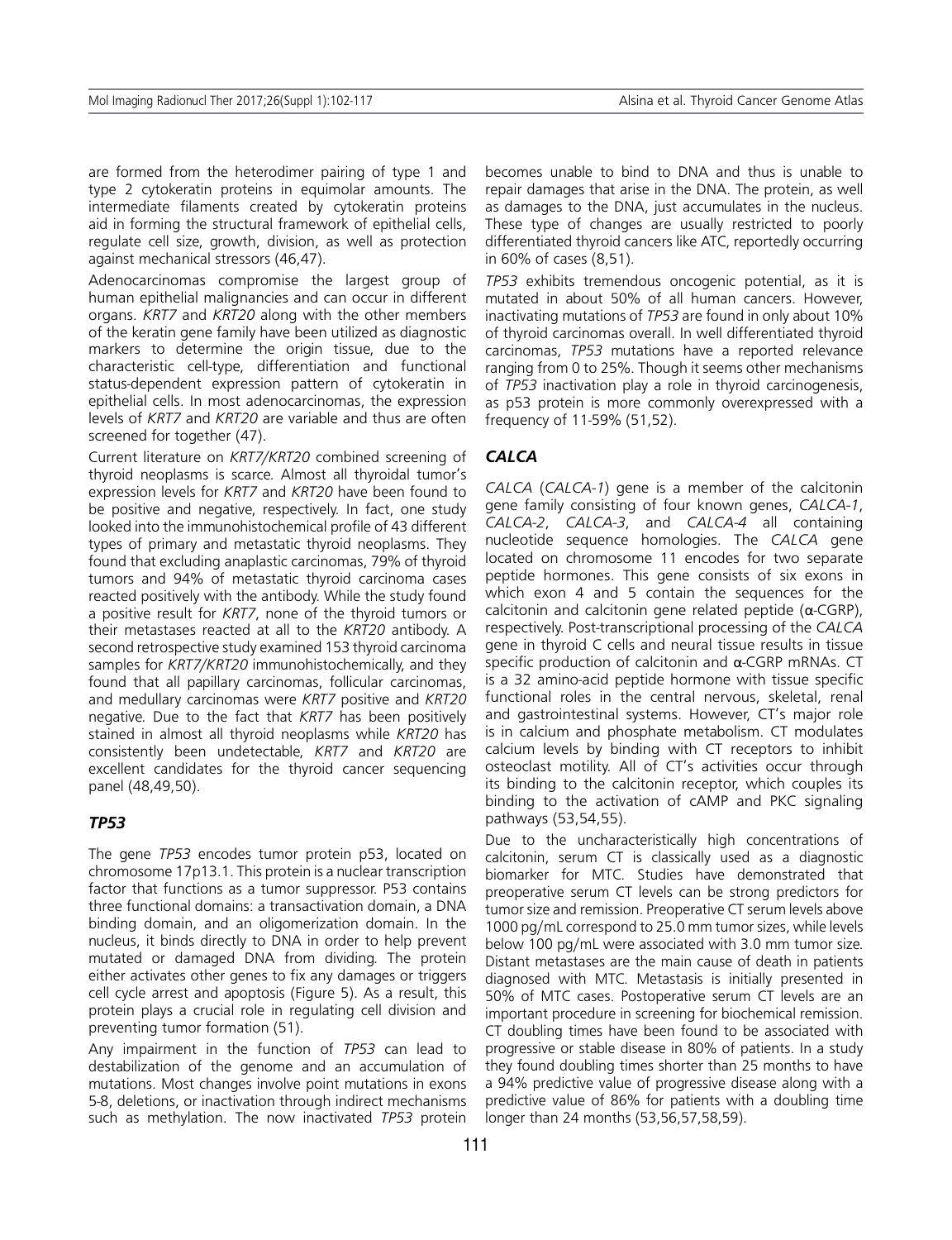are formed from the heterodimer pairing of type 1 and type 2 cytokeratin proteins in equimolar amounts. The intermediate filaments created by cytokeratin proteins aid in forming the structural framework of epithelial cells, regulate cell size, growth, division, as well as protection against mechanical stressors (46,47).

Adenocarcinomas compromise the largest group of human epithelial malignancies and can occur in different organs. *KRT7* and *KRT20* along with the other members of the keratin gene family have been utilized as diagnostic markers to determine the origin tissue, due to the characteristic cell-type, differentiation and functional status-dependent expression pattern of cytokeratin in epithelial cells. In most adenocarcinomas, the expression levels of *KRT7* and *KRT20* are variable and thus are often screened for together (47).

Current literature on *KRT7/KRT20* combined screening of thyroid neoplasms is scarce. Almost all thyroidal tumor's expression levels for *KRT7* and *KRT20* have been found to be positive and negative, respectively. In fact, one study looked into the immunohistochemical profile of 43 different types of primary and metastatic thyroid neoplasms. They found that excluding anaplastic carcinomas, 79% of thyroid tumors and 94% of metastatic thyroid carcinoma cases reacted positively with the antibody. While the study found a positive result for *KRT7*, none of the thyroid tumors or their metastases reacted at all to the *KRT20* antibody. A second retrospective study examined 153 thyroid carcinoma samples for *KRT7/KRT20* immunohistochemically, and they found that all papillary carcinomas, follicular carcinomas, and medullary carcinomas were *KRT7* positive and *KRT20* negative. Due to the fact that *KRT7* has been positively stained in almost all thyroid neoplasms while *KRT20* has consistently been undetectable, *KRT7* and *KRT20* are excellent candidates for the thyroid cancer sequencing panel (48,49,50).

### *TP53*

The gene *TP53* encodes tumor protein p53, located on chromosome 17p13.1. This protein is a nuclear transcription factor that functions as a tumor suppressor. P53 contains three functional domains: a transactivation domain, a DNA binding domain, and an oligomerization domain. In the nucleus, it binds directly to DNA in order to help prevent mutated or damaged DNA from dividing. The protein either activates other genes to fix any damages or triggers cell cycle arrest and apoptosis (Figure 5). As a result, this protein plays a crucial role in regulating cell division and preventing tumor formation (51).

Any impairment in the function of *TP53* can lead to destabilization of the genome and an accumulation of mutations. Most changes involve point mutations in exons 5-8, deletions, or inactivation through indirect mechanisms such as methylation. The now inactivated *TP53* protein becomes unable to bind to DNA and thus is unable to repair damages that arise in the DNA. The protein, as well as damages to the DNA, just accumulates in the nucleus. These type of changes are usually restricted to poorly differentiated thyroid cancers like ATC, reportedly occurring in 60% of cases (8,51).

*TP53* exhibits tremendous oncogenic potential, as it is mutated in about 50% of all human cancers. However, inactivating mutations of *TP53* are found in only about 10% of thyroid carcinomas overall. In well differentiated thyroid carcinomas, *TP53* mutations have a reported relevance ranging from 0 to 25%. Though it seems other mechanisms of *TP53* inactivation play a role in thyroid carcinogenesis, as p53 protein is more commonly overexpressed with a frequency of 11-59% (51,52).

### *CALCA*

*CALCA* (*CALCA-1*) gene is a member of the calcitonin gene family consisting of four known genes, *CALCA-1*, *CALCA-2*, *CALCA-3*, and *CALCA-4* all containing nucleotide sequence homologies. The *CALCA* gene located on chromosome 11 encodes for two separate peptide hormones. This gene consists of six exons in which exon 4 and 5 contain the sequences for the calcitonin and calcitonin gene related peptide (α-CGRP), respectively. Post-transcriptional processing of the *CALCA* gene in thyroid C cells and neural tissue results in tissue specific production of calcitonin and α-CGRP mRNAs. CT is a 32 amino-acid peptide hormone with tissue specific functional roles in the central nervous, skeletal, renal and gastrointestinal systems. However, CT's major role is in calcium and phosphate metabolism. CT modulates calcium levels by binding with CT receptors to inhibit osteoclast motility. All of CT's activities occur through its binding to the calcitonin receptor, which couples its binding to the activation of cAMP and PKC signaling pathways (53,54,55).

Due to the uncharacteristically high concentrations of calcitonin, serum CT is classically used as a diagnostic biomarker for MTC. Studies have demonstrated that preoperative serum CT levels can be strong predictors for tumor size and remission. Preoperative CT serum levels above 1000 pg/mL correspond to 25.0 mm tumor sizes, while levels below 100 pg/mL were associated with 3.0 mm tumor size. Distant metastases are the main cause of death in patients diagnosed with MTC. Metastasis is initially presented in 50% of MTC cases. Postoperative serum CT levels are an important procedure in screening for biochemical remission. CT doubling times have been found to be associated with progressive or stable disease in 80% of patients. In a study they found doubling times shorter than 25 months to have a 94% predictive value of progressive disease along with a predictive value of 86% for patients with a doubling time longer than 24 months (53,56,57,58,59).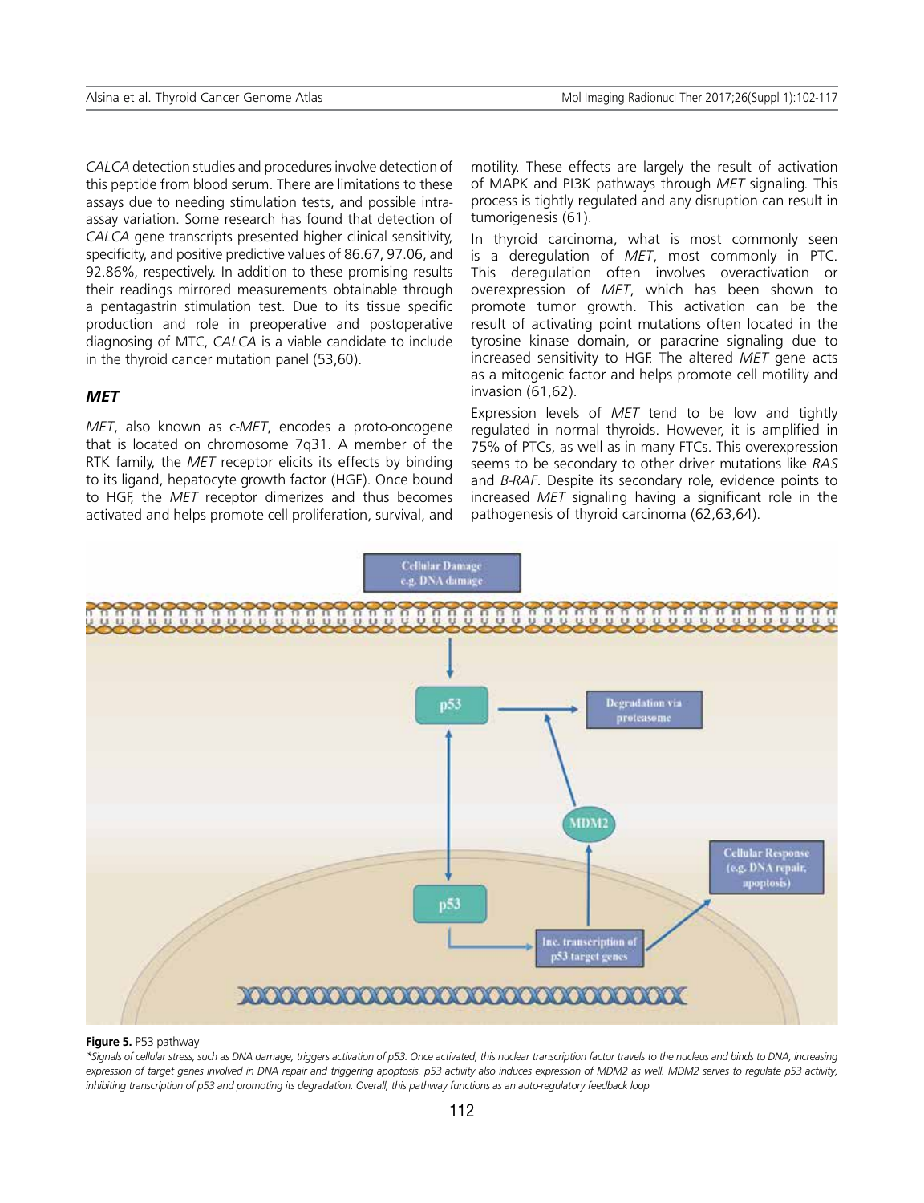*CALCA* detection studies and procedures involve detection of this peptide from blood serum. There are limitations to these assays due to needing stimulation tests, and possible intra-assay variation. Some research has found that detection of *CALCA* gene transcripts presented higher clinical sensitivity, specificity, and positive predictive values of 86.67, 97.06, and 92.86%, respectively. In addition to these promising results their readings mirrored measurements obtainable through a pentagastrin stimulation test. Due to its tissue specific production and role in preoperative and postoperative diagnosing of MTC, *CALCA* is a viable candidate to include in the thyroid cancer mutation panel (53,60).

### *MET*

*MET*, also known as c-*MET*, encodes a proto-oncogene that is located on chromosome 7q31. A member of the RTK family, the *MET* receptor elicits its effects by binding to its ligand, hepatocyte growth factor (HGF). Once bound to HGF, the *MET* receptor dimerizes and thus becomes activated and helps promote cell proliferation, survival, and motility. These effects are largely the result of activation of MAPK and PI3K pathways through *MET* signaling. This process is tightly regulated and any disruption can result in tumorigenesis (61).

In thyroid carcinoma, what is most commonly seen is a deregulation of *MET*, most commonly in PTC. This deregulation often involves overactivation or overexpression of *MET*, which has been shown to promote tumor growth. This activation can be the result of activating point mutations often located in the tyrosine kinase domain, or paracrine signaling due to increased sensitivity to HGF. The altered *MET* gene acts as a mitogenic factor and helps promote cell motility and invasion (61,62).

Expression levels of *MET* tend to be low and tightly regulated in normal thyroids. However, it is amplified in 75% of PTCs, as well as in many FTCs. This overexpression seems to be secondary to other driver mutations like *RAS* and *B-RAF*. Despite its secondary role, evidence points to increased *MET* signaling having a significant role in the pathogenesis of thyroid carcinoma (62,63,64).

**Figure 5.** P53 pathway

*\*Signals of cellular stress, such as DNA damage, triggers activation of p53. Once activated, this nuclear transcription factor travels to the nucleus and binds to DNA, increasing expression of target genes involved in DNA repair and triggering apoptosis. p53 activity also induces expression of MDM2 as well. MDM2 serves to regulate p53 activity, inhibiting transcription of p53 and promoting its degradation. Overall, this pathway functions as an auto-regulatory feedback loop*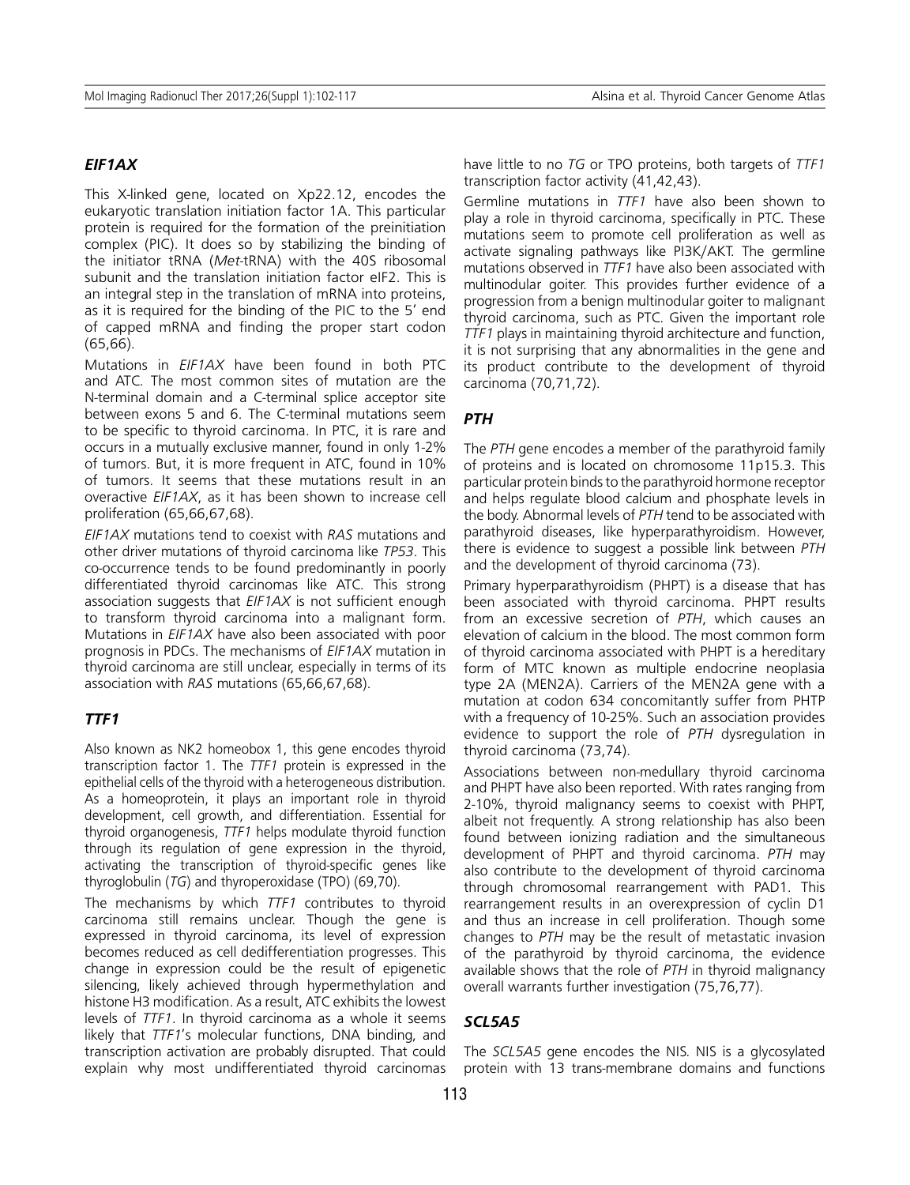### *EIF1AX*

This X-linked gene, located on Xp22.12, encodes the eukaryotic translation initiation factor 1A. This particular protein is required for the formation of the preinitiation complex (PIC). It does so by stabilizing the binding of the initiator tRNA (*Met*-tRNA) with the 40S ribosomal subunit and the translation initiation factor eIF2. This is an integral step in the translation of mRNA into proteins, as it is required for the binding of the PIC to the 5' end of capped mRNA and finding the proper start codon (65,66).

Mutations in *EIF1AX* have been found in both PTC and ATC. The most common sites of mutation are the N-terminal domain and a C-terminal splice acceptor site between exons 5 and 6. The C-terminal mutations seem to be specific to thyroid carcinoma. In PTC, it is rare and occurs in a mutually exclusive manner, found in only 1-2% of tumors. But, it is more frequent in ATC, found in 10% of tumors. It seems that these mutations result in an overactive *EIF1AX*, as it has been shown to increase cell proliferation (65,66,67,68).

*EIF1AX* mutations tend to coexist with *RAS* mutations and other driver mutations of thyroid carcinoma like *TP53*. This co-occurrence tends to be found predominantly in poorly differentiated thyroid carcinomas like ATC. This strong association suggests that *EIF1AX* is not sufficient enough to transform thyroid carcinoma into a malignant form. Mutations in *EIF1AX* have also been associated with poor prognosis in PDCs. The mechanisms of *EIF1AX* mutation in thyroid carcinoma are still unclear, especially in terms of its association with *RAS* mutations (65,66,67,68).

### *TTF1*

Also known as NK2 homeobox 1, this gene encodes thyroid transcription factor 1. The *TTF1* protein is expressed in the epithelial cells of the thyroid with a heterogeneous distribution. As a homeoprotein, it plays an important role in thyroid development, cell growth, and differentiation. Essential for thyroid organogenesis, *TTF1* helps modulate thyroid function through its regulation of gene expression in the thyroid, activating the transcription of thyroid-specific genes like thyroglobulin (*TG*) and thyroperoxidase (TPO) (69,70).

The mechanisms by which *TTF1* contributes to thyroid carcinoma still remains unclear. Though the gene is expressed in thyroid carcinoma, its level of expression becomes reduced as cell dedifferentiation progresses. This change in expression could be the result of epigenetic silencing, likely achieved through hypermethylation and histone H3 modification. As a result, ATC exhibits the lowest levels of *TTF1*. In thyroid carcinoma as a whole it seems likely that *TTF1*'s molecular functions, DNA binding, and transcription activation are probably disrupted. That could explain why most undifferentiated thyroid carcinomas have little to no *TG* or TPO proteins, both targets of *TTF1* transcription factor activity (41,42,43).

Germline mutations in *TTF1* have also been shown to play a role in thyroid carcinoma, specifically in PTC. These mutations seem to promote cell proliferation as well as activate signaling pathways like PI3K/AKT. The germline mutations observed in *TTF1* have also been associated with multinodular goiter. This provides further evidence of a progression from a benign multinodular goiter to malignant thyroid carcinoma, such as PTC. Given the important role *TTF1* plays in maintaining thyroid architecture and function, it is not surprising that any abnormalities in the gene and its product contribute to the development of thyroid carcinoma (70,71,72).

### *PTH*

The *PTH* gene encodes a member of the parathyroid family of proteins and is located on chromosome 11p15.3. This particular protein binds to the parathyroid hormone receptor and helps regulate blood calcium and phosphate levels in the body. Abnormal levels of *PTH* tend to be associated with parathyroid diseases, like hyperparathyroidism. However, there is evidence to suggest a possible link between *PTH* and the development of thyroid carcinoma (73).

Primary hyperparathyroidism (PHPT) is a disease that has been associated with thyroid carcinoma. PHPT results from an excessive secretion of *PTH*, which causes an elevation of calcium in the blood. The most common form of thyroid carcinoma associated with PHPT is a hereditary form of MTC known as multiple endocrine neoplasia type 2A (MEN2A). Carriers of the MEN2A gene with a mutation at codon 634 concomitantly suffer from PHTP with a frequency of 10-25%. Such an association provides evidence to support the role of *PTH* dysregulation in thyroid carcinoma (73,74).

Associations between non-medullary thyroid carcinoma and PHPT have also been reported. With rates ranging from 2-10%, thyroid malignancy seems to coexist with PHPT, albeit not frequently. A strong relationship has also been found between ionizing radiation and the simultaneous development of PHPT and thyroid carcinoma. *PTH* may also contribute to the development of thyroid carcinoma through chromosomal rearrangement with PAD1. This rearrangement results in an overexpression of cyclin D1 and thus an increase in cell proliferation. Though some changes to *PTH* may be the result of metastatic invasion of the parathyroid by thyroid carcinoma, the evidence available shows that the role of *PTH* in thyroid malignancy overall warrants further investigation (75,76,77).

### *SCL5A5*

The *SCL5A5* gene encodes the NIS. NIS is a glycosylated protein with 13 trans-membrane domains and functions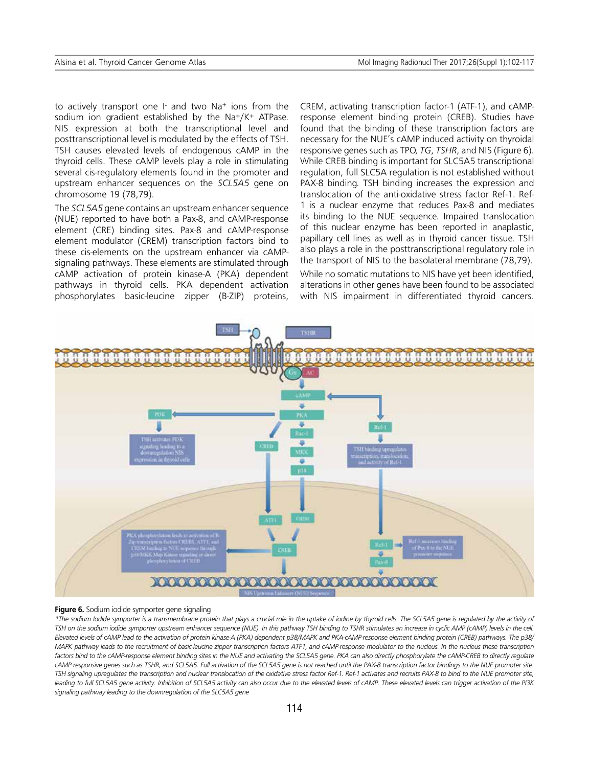to actively transport one $I^-$ and two $Na^+$ ions from the sodium ion gradient established by the $Na^+/K^+$ ATPase. NIS expression at both the transcriptional level and posttranscriptional level is modulated by the effects of TSH. TSH causes elevated levels of endogenous cAMP in the thyroid cells. These cAMP levels play a role in stimulating several cis-regulatory elements found in the promoter and upstream enhancer sequences on the *SCL5A5* gene on chromosome 19 (78,79).

The *SCL5A5* gene contains an upstream enhancer sequence (NUE) reported to have both a Pax-8, and cAMP-response element (CRE) binding sites. Pax-8 and cAMP-response element modulator (CREM) transcription factors bind to these cis-elements on the upstream enhancer via cAMP-signaling pathways. These elements are stimulated through cAMP activation of protein kinase-A (PKA) dependent pathways in thyroid cells. PKA dependent activation phosphorylates basic-leucine zipper (B-ZIP) proteins, CREM, activating transcription factor-1 (ATF-1), and cAMP-response element binding protein (CREB). Studies have found that the binding of these transcription factors are necessary for the NUE's cAMP induced activity on thyroidal responsive genes such as TPO, *TG*, *TSHR*, and NIS (Figure 6). While CREB binding is important for SLC5A5 transcriptional regulation, full SLC5A regulation is not established without PAX-8 binding. TSH binding increases the expression and translocation of the anti-oxidative stress factor Ref-1. Ref-1 is a nuclear enzyme that reduces Pax-8 and mediates its binding to the NUE sequence. Impaired translocation of this nuclear enzyme has been reported in anaplastic, papillary cell lines as well as in thyroid cancer tissue. TSH also plays a role in the posttranscriptional regulatory role in the transport of NIS to the basolateral membrane (78,79).

While no somatic mutations to NIS have yet been identified, alterations in other genes have been found to be associated with NIS impairment in differentiated thyroid cancers.

**Figure 6.** Sodium iodide symporter gene signaling

*\*The sodium Iodide symporter is a transmembrane protein that plays a crucial role in the uptake of iodine by thyroid cells. The SCL5A5 gene is regulated by the activity of TSH on the sodium iodide symporter upstream enhancer sequence (NUE). In this pathway TSH binding to TSHR stimulates an increase in cyclic AMP (cAMP) levels in the cell. Elevated levels of cAMP lead to the activation of protein kinase-A (PKA) dependent p38/MAPK and PKA-cAMP-response element binding protein (CREB) pathways. The p38/MAPK pathway leads to the recruitment of basic-leucine zipper transcription factors ATF1, and cAMP-response modulator to the nucleus. In the nucleus these transcription factors bind to the cAMP-response element binding sites in the NUE and activating the SCL5A5 gene. PKA can also directly phosphorylate the cAMP-CREB to directly regulate cAMP responsive genes such as TSHR, and SCL5A5. Full activation of the SCL5A5 gene is not reached until the PAX-8 transcription factor bindings to the NUE promoter site. TSH signaling upregulates the transcription and nuclear translocation of the oxidative stress factor Ref-1. Ref-1 activates and recruits PAX-8 to bind to the NUE promoter site, leading to full SCL5A5 gene activity. Inhibition of SCL5A5 activity can also occur due to the elevated levels of cAMP. These elevated levels can trigger activation of the PI3K signaling pathway leading to the downregulation of the SLC5A5 gene*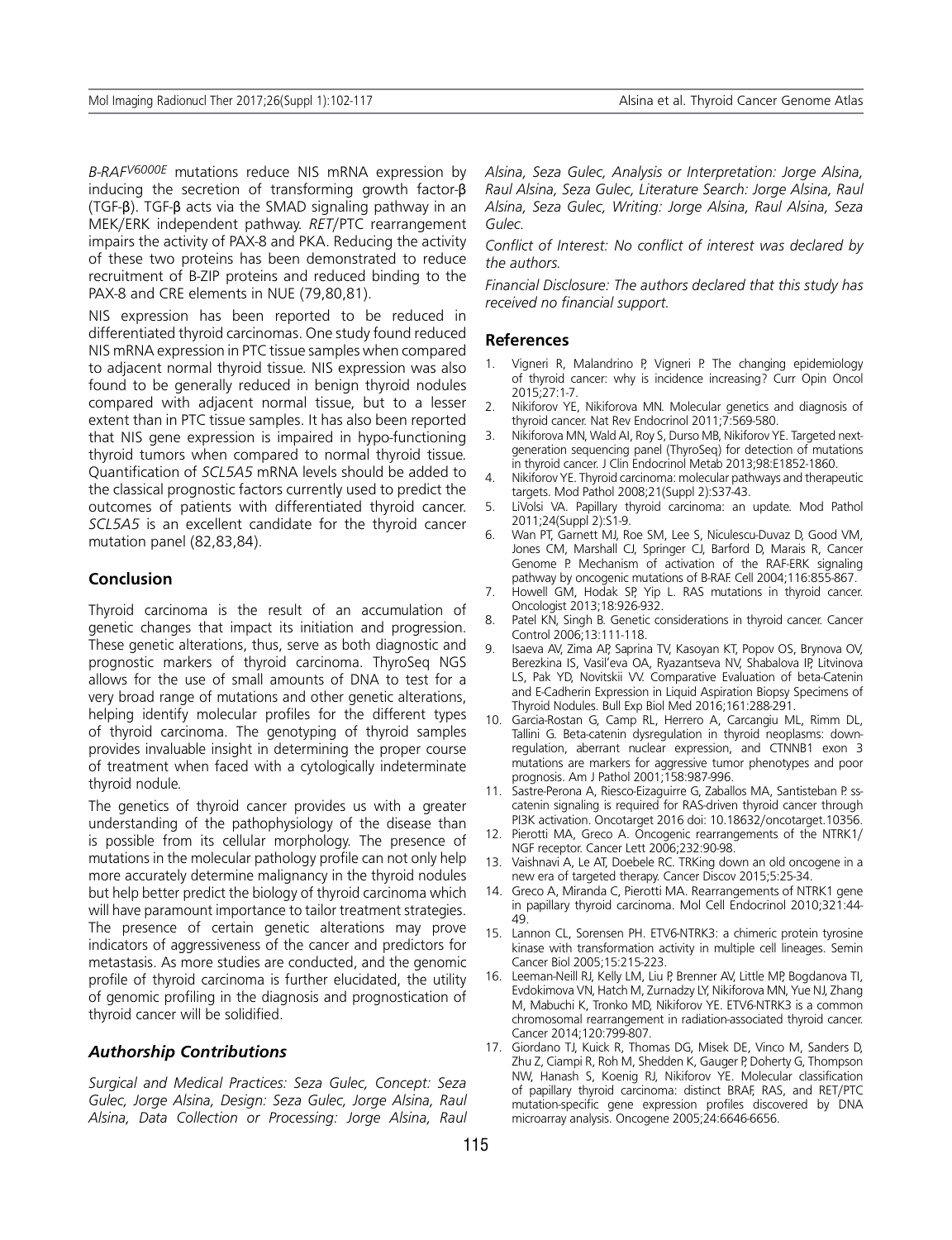*B-RAF*$^{V6000E}$ mutations reduce NIS mRNA expression by inducing the secretion of transforming growth factor-β (TGF-β). TGF-β acts via the SMAD signaling pathway in an MEK/ERK independent pathway. *RET*/PTC rearrangement impairs the activity of PAX-8 and PKA. Reducing the activity of these two proteins has been demonstrated to reduce recruitment of B-ZIP proteins and reduced binding to the PAX-8 and CRE elements in NUE (79,80,81).

NIS expression has been reported to be reduced in differentiated thyroid carcinomas. One study found reduced NIS mRNA expression in PTC tissue samples when compared to adjacent normal thyroid tissue. NIS expression was also found to be generally reduced in benign thyroid nodules compared with adjacent normal tissue, but to a lesser extent than in PTC tissue samples. It has also been reported that NIS gene expression is impaired in hypo-functioning thyroid tumors when compared to normal thyroid tissue. Quantification of *SCL5A5* mRNA levels should be added to the classical prognostic factors currently used to predict the outcomes of patients with differentiated thyroid cancer. *SCL5A5* is an excellent candidate for the thyroid cancer mutation panel (82,83,84).

## Conclusion

Thyroid carcinoma is the result of an accumulation of genetic changes that impact its initiation and progression. These genetic alterations, thus, serve as both diagnostic and prognostic markers of thyroid carcinoma. ThyroSeq NGS allows for the use of small amounts of DNA to test for a very broad range of mutations and other genetic alterations, helping identify molecular profiles for the different types of thyroid carcinoma. The genotyping of thyroid samples provides invaluable insight in determining the proper course of treatment when faced with a cytologically indeterminate thyroid nodule.

The genetics of thyroid cancer provides us with a greater understanding of the pathophysiology of the disease than is possible from its cellular morphology. The presence of mutations in the molecular pathology profile can not only help more accurately determine malignancy in the thyroid nodules but help better predict the biology of thyroid carcinoma which will have paramount importance to tailor treatment strategies. The presence of certain genetic alterations may prove indicators of aggressiveness of the cancer and predictors for metastasis. As more studies are conducted, and the genomic profile of thyroid carcinoma is further elucidated, the utility of genomic profiling in the diagnosis and prognostication of thyroid cancer will be solidified.

### *Authorship Contributions*

*Surgical and Medical Practices: Seza Gulec, Concept: Seza Gulec, Jorge Alsina, Design: Seza Gulec, Jorge Alsina, Raul Alsina, Data Collection or Processing: Jorge Alsina, Raul Alsina, Seza Gulec, Analysis or Interpretation: Jorge Alsina, Raul Alsina, Seza Gulec, Literature Search: Jorge Alsina, Raul Alsina, Seza Gulec, Writing: Jorge Alsina, Raul Alsina, Seza Gulec.*

*Conflict of Interest: No conflict of interest was declared by the authors.*

*Financial Disclosure: The authors declared that this study has received no financial support.*

## References

1. Vigneri R, Malandrino P, Vigneri P. The changing epidemiology of thyroid cancer: why is incidence increasing? Curr Opin Oncol 2015;27:1-7.
2. Nikiforov YE, Nikiforova MN. Molecular genetics and diagnosis of thyroid cancer. Nat Rev Endocrinol 2011;7:569-580.
3. Nikiforova MN, Wald AI, Roy S, Durso MB, Nikiforov YE. Targeted next-generation sequencing panel (ThyroSeq) for detection of mutations in thyroid cancer. J Clin Endocrinol Metab 2013;98:E1852-1860.
4. Nikiforov YE. Thyroid carcinoma: molecular pathways and therapeutic targets. Mod Pathol 2008;21(Suppl 2):S37-43.
5. LiVolsi VA. Papillary thyroid carcinoma: an update. Mod Pathol 2011;24(Suppl 2):S1-9.
6. Wan PT, Garnett MJ, Roe SM, Lee S, Niculescu-Duvaz D, Good VM, Jones CM, Marshall CJ, Springer CJ, Barford D, Marais R, Cancer Genome P. Mechanism of activation of the RAF-ERK signaling pathway by oncogenic mutations of B-RAF. Cell 2004;116:855-867.
7. Howell GM, Hodak SP, Yip L. RAS mutations in thyroid cancer. Oncologist 2013;18:926-932.
8. Patel KN, Singh B. Genetic considerations in thyroid cancer. Cancer Control 2006;13:111-118.
9. Isaeva AV, Zima AP, Saprina TV, Kasoyan KT, Popov OS, Brynova OV, Berezkina IS, Vasil'eva OA, Ryazantseva NV, Shabalova IP, Litvinova LS, Pak YD, Novitskii VV. Comparative Evaluation of beta-Catenin and E-Cadherin Expression in Liquid Aspiration Biopsy Specimens of Thyroid Nodules. Bull Exp Biol Med 2016;161:288-291.
10. Garcia-Rostan G, Camp RL, Herrero A, Carcangiu ML, Rimm DL, Tallini G. Beta-catenin dysregulation in thyroid neoplasms: down-regulation, aberrant nuclear expression, and CTNNB1 exon 3 mutations are markers for aggressive tumor phenotypes and poor prognosis. Am J Pathol 2001;158:987-996.
11. Sastre-Perona A, Riesco-Eizaguirre G, Zaballos MA, Santisteban P. ss-catenin signaling is required for RAS-driven thyroid cancer through PI3K activation. Oncotarget 2016 doi: 10.18632/oncotarget.10356.
12. Pierotti MA, Greco A. Oncogenic rearrangements of the NTRK1/NGF receptor. Cancer Lett 2006;232:90-98.
13. Vaishnavi A, Le AT, Doebele RC. TRKing down an old oncogene in a new era of targeted therapy. Cancer Discov 2015;5:25-34.
14. Greco A, Miranda C, Pierotti MA. Rearrangements of NTRK1 gene in papillary thyroid carcinoma. Mol Cell Endocrinol 2010;321:44-49.
15. Lannon CL, Sorensen PH. ETV6-NTRK3: a chimeric protein tyrosine kinase with transformation activity in multiple cell lineages. Semin Cancer Biol 2005;15:215-223.
16. Leeman-Neill RJ, Kelly LM, Liu P, Brenner AV, Little MP, Bogdanova TI, Evdokimova VN, Hatch M, Zurnadzy LY, Nikiforova MN, Yue NJ, Zhang M, Mabuchi K, Tronko MD, Nikiforov YE. ETV6-NTRK3 is a common chromosomal rearrangement in radiation-associated thyroid cancer. Cancer 2014;120:799-807.
17. Giordano TJ, Kuick R, Thomas DG, Misek DE, Vinco M, Sanders D, Zhu Z, Ciampi R, Roh M, Shedden K, Gauger P, Doherty G, Thompson NW, Hanash S, Koenig RJ, Nikiforov YE. Molecular classification of papillary thyroid carcinoma: distinct BRAF, RAS, and RET/PTC mutation-specific gene expression profiles discovered by DNA microarray analysis. Oncogene 2005;24:6646-6656.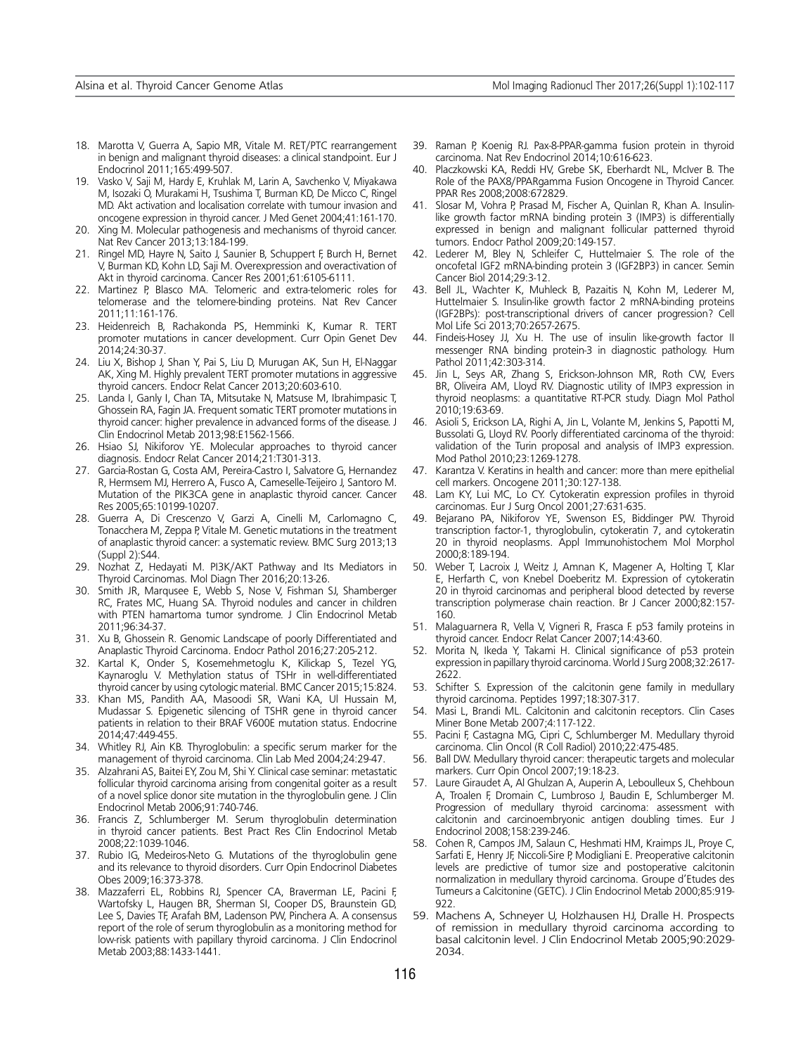18. Marotta V, Guerra A, Sapio MR, Vitale M. RET/PTC rearrangement in benign and malignant thyroid diseases: a clinical standpoint. Eur J Endocrinol 2011;165:499-507.
19. Vasko V, Saji M, Hardy E, Kruhlak M, Larin A, Savchenko V, Miyakawa M, Isozaki O, Murakami H, Tsushima T, Burman KD, De Micco C, Ringel MD. Akt activation and localisation correlate with tumour invasion and oncogene expression in thyroid cancer. J Med Genet 2004;41:161-170.
20. Xing M. Molecular pathogenesis and mechanisms of thyroid cancer. Nat Rev Cancer 2013;13:184-199.
21. Ringel MD, Hayre N, Saito J, Saunier B, Schuppert F, Burch H, Bernet V, Burman KD, Kohn LD, Saji M. Overexpression and overactivation of Akt in thyroid carcinoma. Cancer Res 2001;61:6105-6111.
22. Martinez P, Blasco MA. Telomeric and extra-telomeric roles for telomerase and the telomere-binding proteins. Nat Rev Cancer 2011;11:161-176.
23. Heidenreich B, Rachakonda PS, Hemminki K, Kumar R. TERT promoter mutations in cancer development. Curr Opin Genet Dev 2014;24:30-37.
24. Liu X, Bishop J, Shan Y, Pai S, Liu D, Murugan AK, Sun H, El-Naggar AK, Xing M. Highly prevalent TERT promoter mutations in aggressive thyroid cancers. Endocr Relat Cancer 2013;20:603-610.
25. Landa I, Ganly I, Chan TA, Mitsutake N, Matsuse M, Ibrahimpasic T, Ghossein RA, Fagin JA. Frequent somatic TERT promoter mutations in thyroid cancer: higher prevalence in advanced forms of the disease. J Clin Endocrinol Metab 2013;98:E1562-1566.
26. Hsiao SJ, Nikiforov YE. Molecular approaches to thyroid cancer diagnosis. Endocr Relat Cancer 2014;21:T301-313.
27. Garcia-Rostan G, Costa AM, Pereira-Castro I, Salvatore G, Hernandez R, Hermsem MJ, Herrero A, Fusco A, Cameselle-Teijeiro J, Santoro M. Mutation of the PIK3CA gene in anaplastic thyroid cancer. Cancer Res 2005;65:10199-10207.
28. Guerra A, Di Crescenzo V, Garzi A, Cinelli M, Carlomagno C, Tonacchera M, Zeppa P, Vitale M. Genetic mutations in the treatment of anaplastic thyroid cancer: a systematic review. BMC Surg 2013;13 (Suppl 2):S44.
29. Nozhat Z, Hedayati M. PI3K/AKT Pathway and Its Mediators in Thyroid Carcinomas. Mol Diagn Ther 2016;20:13-26.
30. Smith JR, Marqusee E, Webb S, Nose V, Fishman SJ, Shamberger RC, Frates MC, Huang SA. Thyroid nodules and cancer in children with PTEN hamartoma tumor syndrome. J Clin Endocrinol Metab 2011;96:34-37.
31. Xu B, Ghossein R. Genomic Landscape of poorly Differentiated and Anaplastic Thyroid Carcinoma. Endocr Pathol 2016;27:205-212.
32. Kartal K, Onder S, Kosemehmetoglu K, Kilickap S, Tezel YG, Kaynaroglu V. Methylation status of TSHr in well-differentiated thyroid cancer by using cytologic material. BMC Cancer 2015;15:824.
33. Khan MS, Pandith AA, Masoodi SR, Wani KA, Ul Hussain M, Mudassar S. Epigenetic silencing of TSHR gene in thyroid cancer patients in relation to their BRAF V600E mutation status. Endocrine 2014;47:449-455.
34. Whitley RJ, Ain KB. Thyroglobulin: a specific serum marker for the management of thyroid carcinoma. Clin Lab Med 2004;24:29-47.
35. Alzahrani AS, Baitei EY, Zou M, Shi Y. Clinical case seminar: metastatic follicular thyroid carcinoma arising from congenital goiter as a result of a novel splice donor site mutation in the thyroglobulin gene. J Clin Endocrinol Metab 2006;91:740-746.
36. Francis Z, Schlumberger M. Serum thyroglobulin determination in thyroid cancer patients. Best Pract Res Clin Endocrinol Metab 2008;22:1039-1046.
37. Rubio IG, Medeiros-Neto G. Mutations of the thyroglobulin gene and its relevance to thyroid disorders. Curr Opin Endocrinol Diabetes Obes 2009;16:373-378.
38. Mazzaferri EL, Robbins RJ, Spencer CA, Braverman LE, Pacini F, Wartofsky L, Haugen BR, Sherman SI, Cooper DS, Braunstein GD, Lee S, Davies TF, Arafah BM, Ladenson PW, Pinchera A. A consensus report of the role of serum thyroglobulin as a monitoring method for low-risk patients with papillary thyroid carcinoma. J Clin Endocrinol Metab 2003;88:1433-1441.
39. Raman P, Koenig RJ. Pax-8-PPAR-gamma fusion protein in thyroid carcinoma. Nat Rev Endocrinol 2014;10:616-623.
40. Placzkowski KA, Reddi HV, Grebe SK, Eberhardt NL, McIver B. The Role of the PAX8/PPARgamma Fusion Oncogene in Thyroid Cancer. PPAR Res 2008;2008:672829.
41. Slosar M, Vohra P, Prasad M, Fischer A, Quinlan R, Khan A. Insulin-like growth factor mRNA binding protein 3 (IMP3) is differentially expressed in benign and malignant follicular patterned thyroid tumors. Endocr Pathol 2009;20:149-157.
42. Lederer M, Bley N, Schleifer C, Huttelmaier S. The role of the oncofetal IGF2 mRNA-binding protein 3 (IGF2BP3) in cancer. Semin Cancer Biol 2014;29:3-12.
43. Bell JL, Wachter K, Muhleck B, Pazaitis N, Kohn M, Lederer M, Huttelmaier S. Insulin-like growth factor 2 mRNA-binding proteins (IGF2BPs): post-transcriptional drivers of cancer progression? Cell Mol Life Sci 2013;70:2657-2675.
44. Findeis-Hosey JJ, Xu H. The use of insulin like-growth factor II messenger RNA binding protein-3 in diagnostic pathology. Hum Pathol 2011;42:303-314.
45. Jin L, Seys AR, Zhang S, Erickson-Johnson MR, Roth CW, Evers BR, Oliveira AM, Lloyd RV. Diagnostic utility of IMP3 expression in thyroid neoplasms: a quantitative RT-PCR study. Diagn Mol Pathol 2010;19:63-69.
46. Asioli S, Erickson LA, Righi A, Jin L, Volante M, Jenkins S, Papotti M, Bussolati G, Lloyd RV. Poorly differentiated carcinoma of the thyroid: validation of the Turin proposal and analysis of IMP3 expression. Mod Pathol 2010;23:1269-1278.
47. Karantza V. Keratins in health and cancer: more than mere epithelial cell markers. Oncogene 2011;30:127-138.
48. Lam KY, Lui MC, Lo CY. Cytokeratin expression profiles in thyroid carcinomas. Eur J Surg Oncol 2001;27:631-635.
49. Bejarano PA, Nikiforov YE, Swenson ES, Biddinger PW. Thyroid transcription factor-1, thyroglobulin, cytokeratin 7, and cytokeratin 20 in thyroid neoplasms. Appl Immunohistochem Mol Morphol 2000;8:189-194.
50. Weber T, Lacroix J, Weitz J, Amnan K, Magener A, Holting T, Klar E, Herfarth C, von Knebel Doeberitz M. Expression of cytokeratin 20 in thyroid carcinomas and peripheral blood detected by reverse transcription polymerase chain reaction. Br J Cancer 2000;82:157-160.
51. Malaguarnera R, Vella V, Vigneri R, Frasca F. p53 family proteins in thyroid cancer. Endocr Relat Cancer 2007;14:43-60.
52. Morita N, Ikeda Y, Takami H. Clinical significance of p53 protein expression in papillary thyroid carcinoma. World J Surg 2008;32:2617-2622.
53. Schifter S. Expression of the calcitonin gene family in medullary thyroid carcinoma. Peptides 1997;18:307-317.
54. Masi L, Brandi ML. Calcitonin and calcitonin receptors. Clin Cases Miner Bone Metab 2007;4:117-122.
55. Pacini F, Castagna MG, Cipri C, Schlumberger M. Medullary thyroid carcinoma. Clin Oncol (R Coll Radiol) 2010;22:475-485.
56. Ball DW. Medullary thyroid cancer: therapeutic targets and molecular markers. Curr Opin Oncol 2007;19:18-23.
57. Laure Giraudet A, Al Ghulzan A, Auperin A, Leboulleux S, Chehboun A, Troalen F, Dromain C, Lumbroso J, Baudin E, Schlumberger M. Progression of medullary thyroid carcinoma: assessment with calcitonin and carcinoembryonic antigen doubling times. Eur J Endocrinol 2008;158:239-246.
58. Cohen R, Campos JM, Salaun C, Heshmati HM, Kraimps JL, Proye C, Sarfati E, Henry JF, Niccoli-Sire P, Modigliani E. Preoperative calcitonin levels are predictive of tumor size and postoperative calcitonin normalization in medullary thyroid carcinoma. Groupe d'Etudes des Tumeurs a Calcitonine (GETC). J Clin Endocrinol Metab 2000;85:919-922.
59. Machens A, Schneyer U, Holzhausen HJ, Dralle H. Prospects of remission in medullary thyroid carcinoma according to basal calcitonin level. J Clin Endocrinol Metab 2005;90:2029-2034.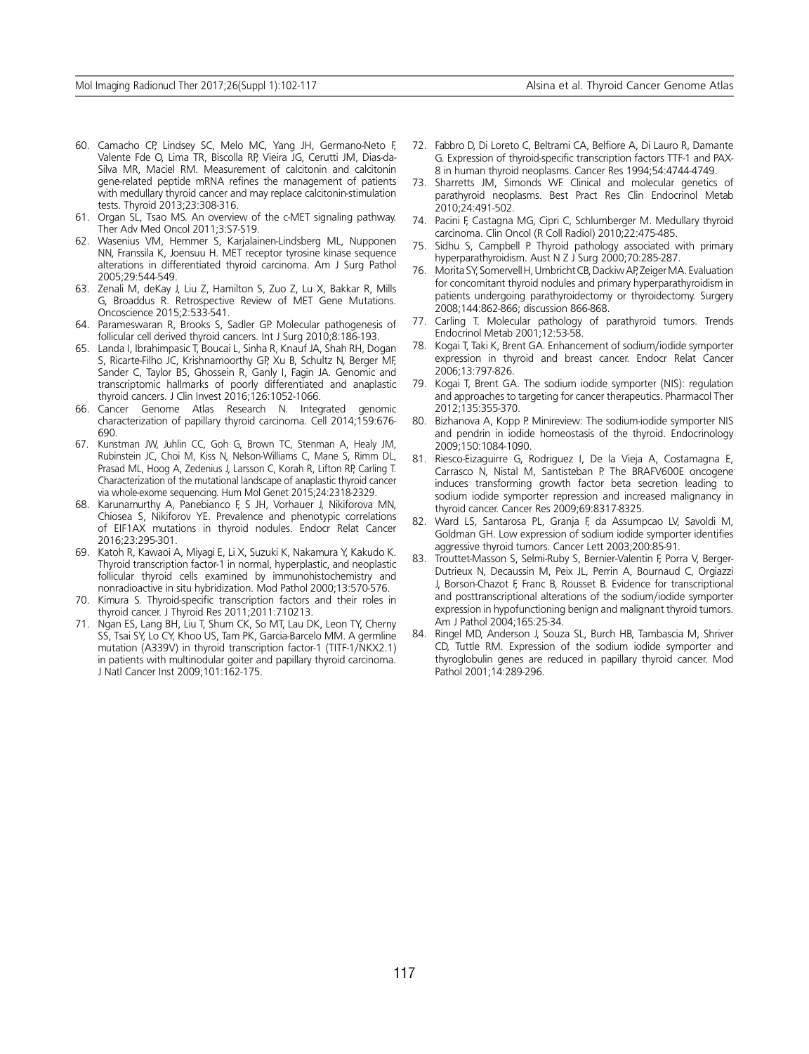60. Camacho CP, Lindsey SC, Melo MC, Yang JH, Germano-Neto F, Valente Fde O, Lima TR, Biscolla RP, Vieira JG, Cerutti JM, Dias-da-Silva MR, Maciel RM. Measurement of calcitonin and calcitonin gene-related peptide mRNA refines the management of patients with medullary thyroid cancer and may replace calcitonin-stimulation tests. Thyroid 2013;23:308-316.
61. Organ SL, Tsao MS. An overview of the c-MET signaling pathway. Ther Adv Med Oncol 2011;3:S7-S19.
62. Wasenius VM, Hemmer S, Karjalainen-Lindsberg ML, Nupponen NN, Franssila K, Joensuu H. MET receptor tyrosine kinase sequence alterations in differentiated thyroid carcinoma. Am J Surg Pathol 2005;29:544-549.
63. Zenali M, deKay J, Liu Z, Hamilton S, Zuo Z, Lu X, Bakkar R, Mills G, Broaddus R. Retrospective Review of MET Gene Mutations. Oncoscience 2015;2:533-541.
64. Parameswaran R, Brooks S, Sadler GP. Molecular pathogenesis of follicular cell derived thyroid cancers. Int J Surg 2010;8:186-193.
65. Landa I, Ibrahimpasic T, Boucai L, Sinha R, Knauf JA, Shah RH, Dogan S, Ricarte-Filho JC, Krishnamoorthy GP, Xu B, Schultz N, Berger MF, Sander C, Taylor BS, Ghossein R, Ganly I, Fagin JA. Genomic and transcriptomic hallmarks of poorly differentiated and anaplastic thyroid cancers. J Clin Invest 2016;126:1052-1066.
66. Cancer Genome Atlas Research N. Integrated genomic characterization of papillary thyroid carcinoma. Cell 2014;159:676-690.
67. Kunstman JW, Juhlin CC, Goh G, Brown TC, Stenman A, Healy JM, Rubinstein JC, Choi M, Kiss N, Nelson-Williams C, Mane S, Rimm DL, Prasad ML, Hoog A, Zedenius J, Larsson C, Korah R, Lifton RP, Carling T. Characterization of the mutational landscape of anaplastic thyroid cancer via whole-exome sequencing. Hum Mol Genet 2015;24:2318-2329.
68. Karunamurthy A, Panebianco F, S JH, Vorhauer J, Nikiforova MN, Chiosea S, Nikiforov YE. Prevalence and phenotypic correlations of EIF1AX mutations in thyroid nodules. Endocr Relat Cancer 2016;23:295-301.
69. Katoh R, Kawaoi A, Miyagi E, Li X, Suzuki K, Nakamura Y, Kakudo K. Thyroid transcription factor-1 in normal, hyperplastic, and neoplastic follicular thyroid cells examined by immunohistochemistry and nonradioactive in situ hybridization. Mod Pathol 2000;13:570-576.
70. Kimura S. Thyroid-specific transcription factors and their roles in thyroid cancer. J Thyroid Res 2011;2011:710213.
71. Ngan ES, Lang BH, Liu T, Shum CK, So MT, Lau DK, Leon TY, Cherny SS, Tsai SY, Lo CY, Khoo US, Tam PK, Garcia-Barcelo MM. A germline mutation (A339V) in thyroid transcription factor-1 (TITF-1/NKX2.1) in patients with multinodular goiter and papillary thyroid carcinoma. J Natl Cancer Inst 2009;101:162-175.
72. Fabbro D, Di Loreto C, Beltrami CA, Belfiore A, Di Lauro R, Damante G. Expression of thyroid-specific transcription factors TTF-1 and PAX-8 in human thyroid neoplasms. Cancer Res 1994;54:4744-4749.
73. Sharretts JM, Simonds WF. Clinical and molecular genetics of parathyroid neoplasms. Best Pract Res Clin Endocrinol Metab 2010;24:491-502.
74. Pacini F, Castagna MG, Cipri C, Schlumberger M. Medullary thyroid carcinoma. Clin Oncol (R Coll Radiol) 2010;22:475-485.
75. Sidhu S, Campbell P. Thyroid pathology associated with primary hyperparathyroidism. Aust N Z J Surg 2000;70:285-287.
76. Morita SY, Somervell H, Umbricht CB, Dackiw AP, Zeiger MA. Evaluation for concomitant thyroid nodules and primary hyperparathyroidism in patients undergoing parathyroidectomy or thyroidectomy. Surgery 2008;144:862-866; discussion 866-868.
77. Carling T. Molecular pathology of parathyroid tumors. Trends Endocrinol Metab 2001;12:53-58.
78. Kogai T, Taki K, Brent GA. Enhancement of sodium/iodide symporter expression in thyroid and breast cancer. Endocr Relat Cancer 2006;13:797-826.
79. Kogai T, Brent GA. The sodium iodide symporter (NIS): regulation and approaches to targeting for cancer therapeutics. Pharmacol Ther 2012;135:355-370.
80. Bizhanova A, Kopp P. Minireview: The sodium-iodide symporter NIS and pendrin in iodide homeostasis of the thyroid. Endocrinology 2009;150:1084-1090.
81. Riesco-Eizaguirre G, Rodriguez I, De la Vieja A, Costamagna E, Carrasco N, Nistal M, Santisteban P. The BRAFV600E oncogene induces transforming growth factor beta secretion leading to sodium iodide symporter repression and increased malignancy in thyroid cancer. Cancer Res 2009;69:8317-8325.
82. Ward LS, Santarosa PL, Granja F, da Assumpcao LV, Savoldi M, Goldman GH. Low expression of sodium iodide symporter identifies aggressive thyroid tumors. Cancer Lett 2003;200:85-91.
83. Trouttet-Masson S, Selmi-Ruby S, Bernier-Valentin F, Porra V, Berger-Dutrieux N, Decaussin M, Peix JL, Perrin A, Bournaud C, Orgiazzi J, Borson-Chazot F, Franc B, Rousset B. Evidence for transcriptional and posttranscriptional alterations of the sodium/iodide symporter expression in hypofunctioning benign and malignant thyroid tumors. Am J Pathol 2004;165:25-34.
84. Ringel MD, Anderson J, Souza SL, Burch HB, Tambascia M, Shriver CD, Tuttle RM. Expression of the sodium iodide symporter and thyroglobulin genes are reduced in papillary thyroid cancer. Mod Pathol 2001;14:289-296.